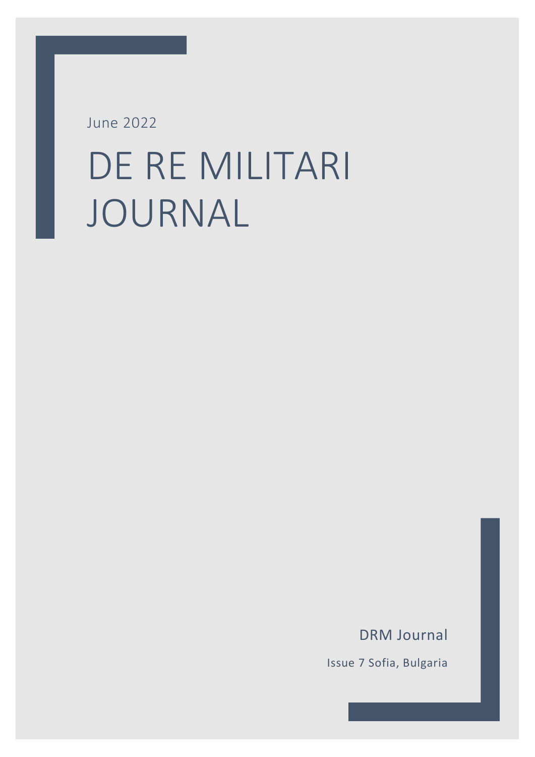June 2022

# DE RE MILITARI JOURNAL

DRM Journal

Issue 7 Sofia, Bulgaria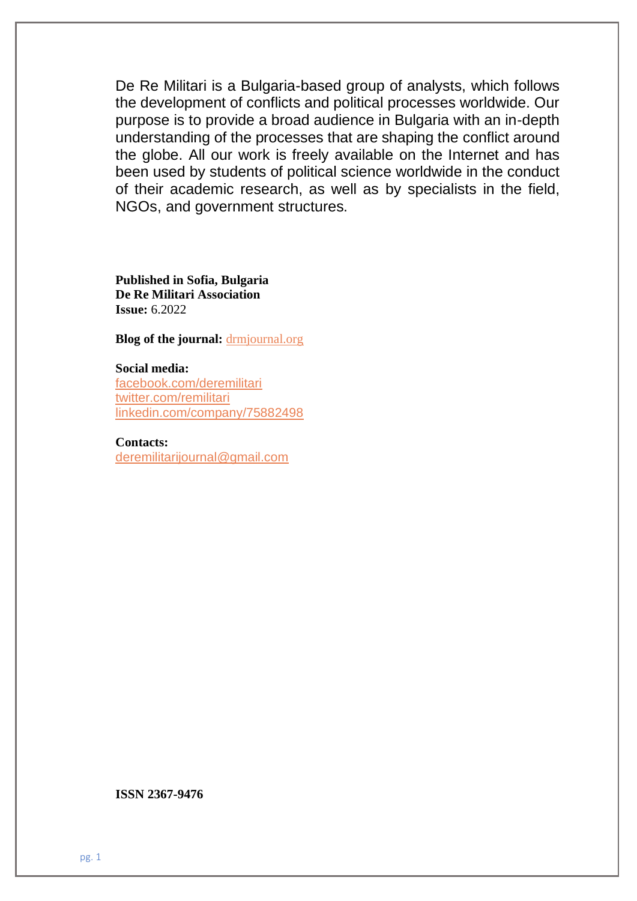De Re Militari is a Bulgaria-based group of analysts, which follows the development of conflicts and political processes worldwide. Our purpose is to provide a broad audience in Bulgaria with an in-depth understanding of the processes that are shaping the conflict around the globe. All our work is freely available on the Internet and has been used by students of political science worldwide in the conduct of their academic research, as well as by specialists in the field, NGOs, and government structures.

**Published in Sofia, Bulgaria**
**De Re Militari Association**
**Issue:** 6.2022

**Blog of the journal:** drmjournal.org

**Social media:**
facebook.com/deremilitari
twitter.com/remilitari
linkedin.com/company/75882498

**Contacts:**
deremilitarijournal@gmail.com

**ISSN 2367-9476**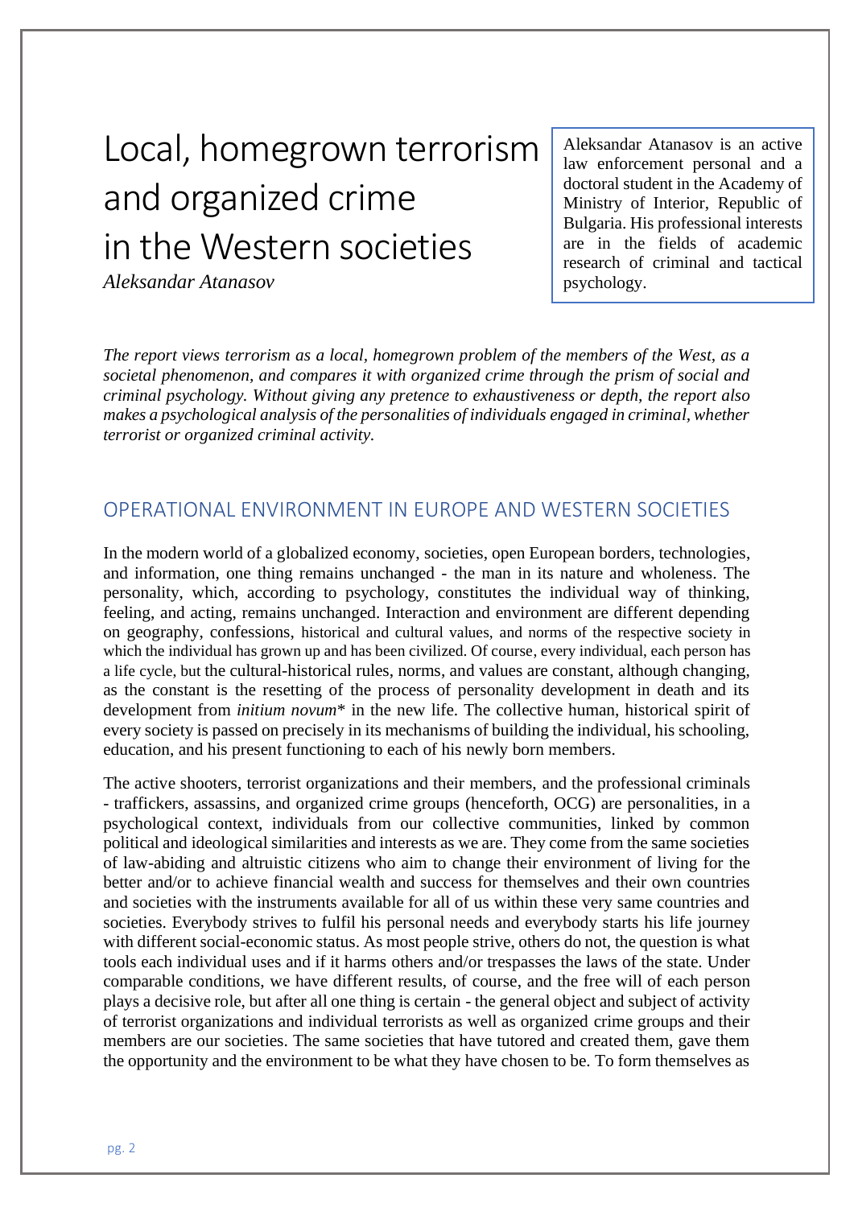# Local, homegrown terrorism and organized crime in the Western societies

*Aleksandar Atanasov*

Aleksandar Atanasov is an active law enforcement personal and a doctoral student in the Academy of Ministry of Interior, Republic of Bulgaria. His professional interests are in the fields of academic research of criminal and tactical psychology.

*The report views terrorism as a local, homegrown problem of the members of the West, as a societal phenomenon, and compares it with organized crime through the prism of social and criminal psychology. Without giving any pretence to exhaustiveness or depth, the report also makes a psychological analysis of the personalities of individuals engaged in criminal, whether terrorist or organized criminal activity.*

## OPERATIONAL ENVIRONMENT IN EUROPE AND WESTERN SOCIETIES

In the modern world of a globalized economy, societies, open European borders, technologies, and information, one thing remains unchanged - the man in its nature and wholeness. The personality, which, according to psychology, constitutes the individual way of thinking, feeling, and acting, remains unchanged. Interaction and environment are different depending on geography, confessions, historical and cultural values, and norms of the respective society in which the individual has grown up and has been civilized. Of course, every individual, each person has a life cycle, but the cultural-historical rules, norms, and values are constant, although changing, as the constant is the resetting of the process of personality development in death and its development from *initium novum*\* in the new life. The collective human, historical spirit of every society is passed on precisely in its mechanisms of building the individual, his schooling, education, and his present functioning to each of his newly born members.

The active shooters, terrorist organizations and their members, and the professional criminals - traffickers, assassins, and organized crime groups (henceforth, OCG) are personalities, in a psychological context, individuals from our collective communities, linked by common political and ideological similarities and interests as we are. They come from the same societies of law-abiding and altruistic citizens who aim to change their environment of living for the better and/or to achieve financial wealth and success for themselves and their own countries and societies with the instruments available for all of us within these very same countries and societies. Everybody strives to fulfil his personal needs and everybody starts his life journey with different social-economic status. As most people strive, others do not, the question is what tools each individual uses and if it harms others and/or trespasses the laws of the state. Under comparable conditions, we have different results, of course, and the free will of each person plays a decisive role, but after all one thing is certain - the general object and subject of activity of terrorist organizations and individual terrorists as well as organized crime groups and their members are our societies. The same societies that have tutored and created them, gave them the opportunity and the environment to be what they have chosen to be. To form themselves as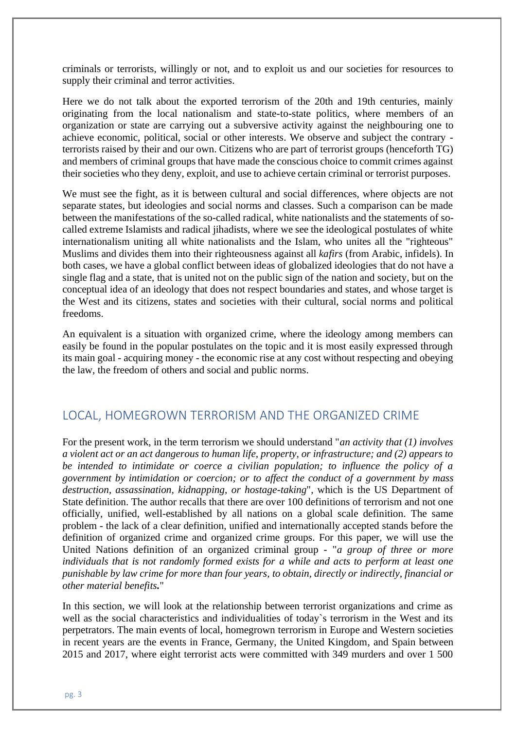criminals or terrorists, willingly or not, and to exploit us and our societies for resources to supply their criminal and terror activities.

Here we do not talk about the exported terrorism of the 20th and 19th centuries, mainly originating from the local nationalism and state-to-state politics, where members of an organization or state are carrying out a subversive activity against the neighbouring one to achieve economic, political, social or other interests. We observe and subject the contrary - terrorists raised by their and our own. Citizens who are part of terrorist groups (henceforth TG) and members of criminal groups that have made the conscious choice to commit crimes against their societies who they deny, exploit, and use to achieve certain criminal or terrorist purposes.

We must see the fight, as it is between cultural and social differences, where objects are not separate states, but ideologies and social norms and classes. Such a comparison can be made between the manifestations of the so-called radical, white nationalists and the statements of so-called extreme Islamists and radical jihadists, where we see the ideological postulates of white internationalism uniting all white nationalists and the Islam, who unites all the "righteous" Muslims and divides them into their righteousness against all *kafirs* (from Arabic, infidels). In both cases, we have a global conflict between ideas of globalized ideologies that do not have a single flag and a state, that is united not on the public sign of the nation and society, but on the conceptual idea of an ideology that does not respect boundaries and states, and whose target is the West and its citizens, states and societies with their cultural, social norms and political freedoms.

An equivalent is a situation with organized crime, where the ideology among members can easily be found in the popular postulates on the topic and it is most easily expressed through its main goal - acquiring money - the economic rise at any cost without respecting and obeying the law, the freedom of others and social and public norms.

## LOCAL, HOMEGROWN TERRORISM AND THE ORGANIZED CRIME

For the present work, in the term terrorism we should understand "*an activity that (1) involves a violent act or an act dangerous to human life, property, or infrastructure; and (2) appears to be intended to intimidate or coerce a civilian population; to influence the policy of a government by intimidation or coercion; or to affect the conduct of a government by mass destruction, assassination, kidnapping, or hostage-taking*", which is the US Department of State definition. The author recalls that there are over 100 definitions of terrorism and not one officially, unified, well-established by all nations on a global scale definition. The same problem - the lack of a clear definition, unified and internationally accepted stands before the definition of organized crime and organized crime groups. For this paper, we will use the United Nations definition of an organized criminal group - "*a group of three or more individuals that is not randomly formed exists for a while and acts to perform at least one punishable by law crime for more than four years, to obtain, directly or indirectly, financial or other material benefits.*"

In this section, we will look at the relationship between terrorist organizations and crime as well as the social characteristics and individualities of today`s terrorism in the West and its perpetrators. The main events of local, homegrown terrorism in Europe and Western societies in recent years are the events in France, Germany, the United Kingdom, and Spain between 2015 and 2017, where eight terrorist acts were committed with 349 murders and over 1 500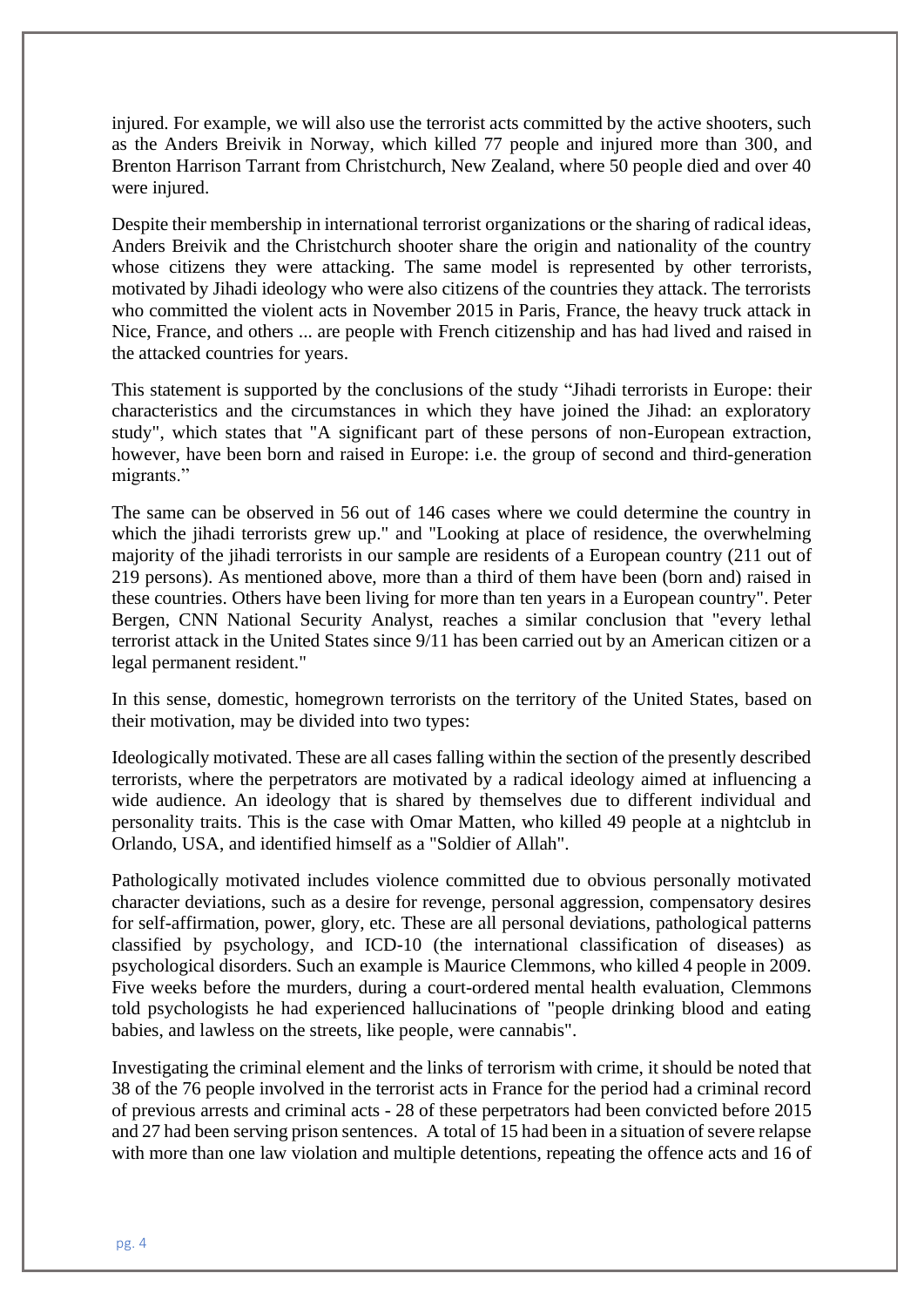injured. For example, we will also use the terrorist acts committed by the active shooters, such as the Anders Breivik in Norway, which killed 77 people and injured more than 300, and Brenton Harrison Tarrant from Christchurch, New Zealand, where 50 people died and over 40 were injured.

Despite their membership in international terrorist organizations or the sharing of radical ideas, Anders Breivik and the Christchurch shooter share the origin and nationality of the country whose citizens they were attacking. The same model is represented by other terrorists, motivated by Jihadi ideology who were also citizens of the countries they attack. The terrorists who committed the violent acts in November 2015 in Paris, France, the heavy truck attack in Nice, France, and others ... are people with French citizenship and has had lived and raised in the attacked countries for years.

This statement is supported by the conclusions of the study "Jihadi terrorists in Europe: their characteristics and the circumstances in which they have joined the Jihad: an exploratory study", which states that "A significant part of these persons of non-European extraction, however, have been born and raised in Europe: i.e. the group of second and third-generation migrants."

The same can be observed in 56 out of 146 cases where we could determine the country in which the jihadi terrorists grew up." and "Looking at place of residence, the overwhelming majority of the jihadi terrorists in our sample are residents of a European country (211 out of 219 persons). As mentioned above, more than a third of them have been (born and) raised in these countries. Others have been living for more than ten years in a European country". Peter Bergen, CNN National Security Analyst, reaches a similar conclusion that "every lethal terrorist attack in the United States since 9/11 has been carried out by an American citizen or a legal permanent resident."

In this sense, domestic, homegrown terrorists on the territory of the United States, based on their motivation, may be divided into two types:

Ideologically motivated. These are all cases falling within the section of the presently described terrorists, where the perpetrators are motivated by a radical ideology aimed at influencing a wide audience. An ideology that is shared by themselves due to different individual and personality traits. This is the case with Omar Matten, who killed 49 people at a nightclub in Orlando, USA, and identified himself as a "Soldier of Allah".

Pathologically motivated includes violence committed due to obvious personally motivated character deviations, such as a desire for revenge, personal aggression, compensatory desires for self-affirmation, power, glory, etc. These are all personal deviations, pathological patterns classified by psychology, and ICD-10 (the international classification of diseases) as psychological disorders. Such an example is Maurice Clemmons, who killed 4 people in 2009. Five weeks before the murders, during a court-ordered mental health evaluation, Clemmons told psychologists he had experienced hallucinations of "people drinking blood and eating babies, and lawless on the streets, like people, were cannabis".

Investigating the criminal element and the links of terrorism with crime, it should be noted that 38 of the 76 people involved in the terrorist acts in France for the period had a criminal record of previous arrests and criminal acts - 28 of these perpetrators had been convicted before 2015 and 27 had been serving prison sentences. A total of 15 had been in a situation of severe relapse with more than one law violation and multiple detentions, repeating the offence acts and 16 of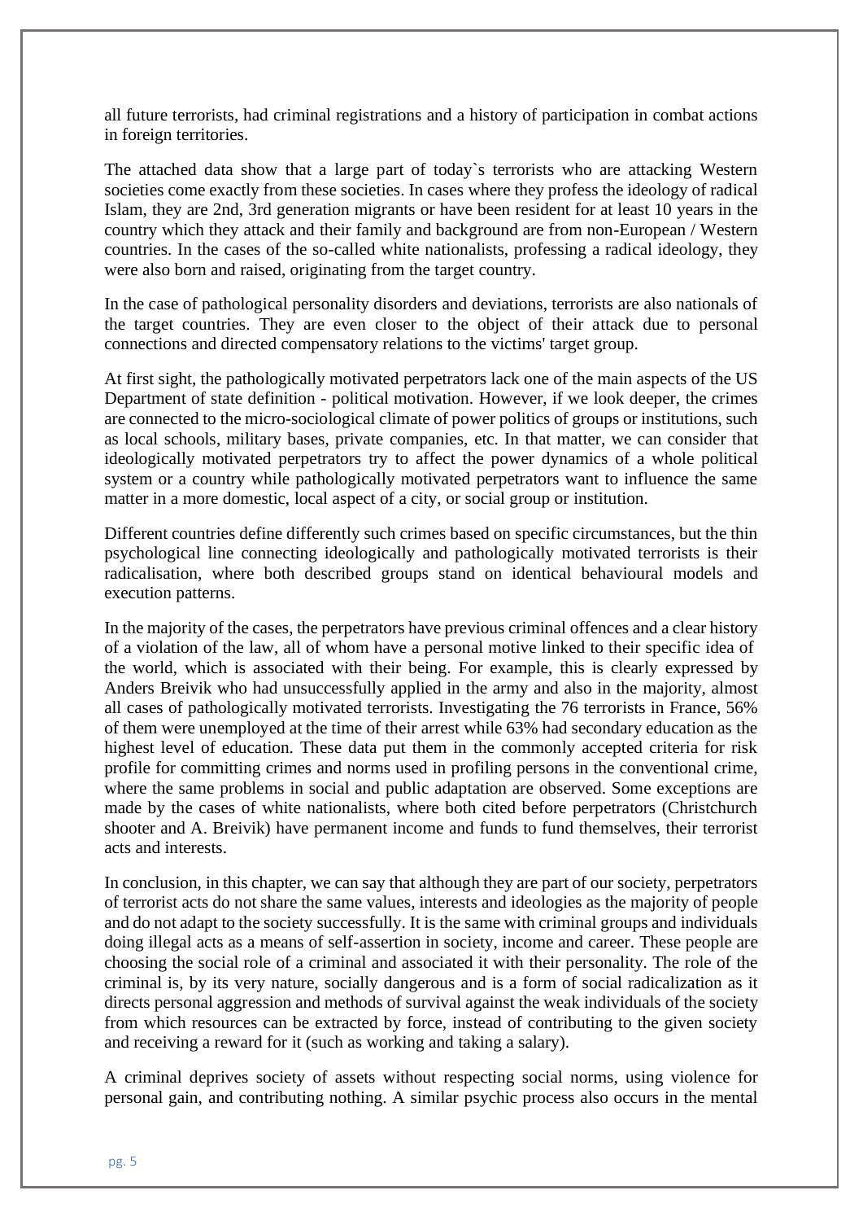all future terrorists, had criminal registrations and a history of participation in combat actions in foreign territories.

The attached data show that a large part of today`s terrorists who are attacking Western societies come exactly from these societies. In cases where they profess the ideology of radical Islam, they are 2nd, 3rd generation migrants or have been resident for at least 10 years in the country which they attack and their family and background are from non-European / Western countries. In the cases of the so-called white nationalists, professing a radical ideology, they were also born and raised, originating from the target country.

In the case of pathological personality disorders and deviations, terrorists are also nationals of the target countries. They are even closer to the object of their attack due to personal connections and directed compensatory relations to the victims' target group.

At first sight, the pathologically motivated perpetrators lack one of the main aspects of the US Department of state definition - political motivation. However, if we look deeper, the crimes are connected to the micro-sociological climate of power politics of groups or institutions, such as local schools, military bases, private companies, etc. In that matter, we can consider that ideologically motivated perpetrators try to affect the power dynamics of a whole political system or a country while pathologically motivated perpetrators want to influence the same matter in a more domestic, local aspect of a city, or social group or institution.

Different countries define differently such crimes based on specific circumstances, but the thin psychological line connecting ideologically and pathologically motivated terrorists is their radicalisation, where both described groups stand on identical behavioural models and execution patterns.

In the majority of the cases, the perpetrators have previous criminal offences and a clear history of a violation of the law, all of whom have a personal motive linked to their specific idea of the world, which is associated with their being. For example, this is clearly expressed by Anders Breivik who had unsuccessfully applied in the army and also in the majority, almost all cases of pathologically motivated terrorists. Investigating the 76 terrorists in France, 56% of them were unemployed at the time of their arrest while 63% had secondary education as the highest level of education. These data put them in the commonly accepted criteria for risk profile for committing crimes and norms used in profiling persons in the conventional crime, where the same problems in social and public adaptation are observed. Some exceptions are made by the cases of white nationalists, where both cited before perpetrators (Christchurch shooter and A. Breivik) have permanent income and funds to fund themselves, their terrorist acts and interests.

In conclusion, in this chapter, we can say that although they are part of our society, perpetrators of terrorist acts do not share the same values, interests and ideologies as the majority of people and do not adapt to the society successfully. It is the same with criminal groups and individuals doing illegal acts as a means of self-assertion in society, income and career. These people are choosing the social role of a criminal and associated it with their personality. The role of the criminal is, by its very nature, socially dangerous and is a form of social radicalization as it directs personal aggression and methods of survival against the weak individuals of the society from which resources can be extracted by force, instead of contributing to the given society and receiving a reward for it (such as working and taking a salary).

A criminal deprives society of assets without respecting social norms, using violence for personal gain, and contributing nothing. A similar psychic process also occurs in the mental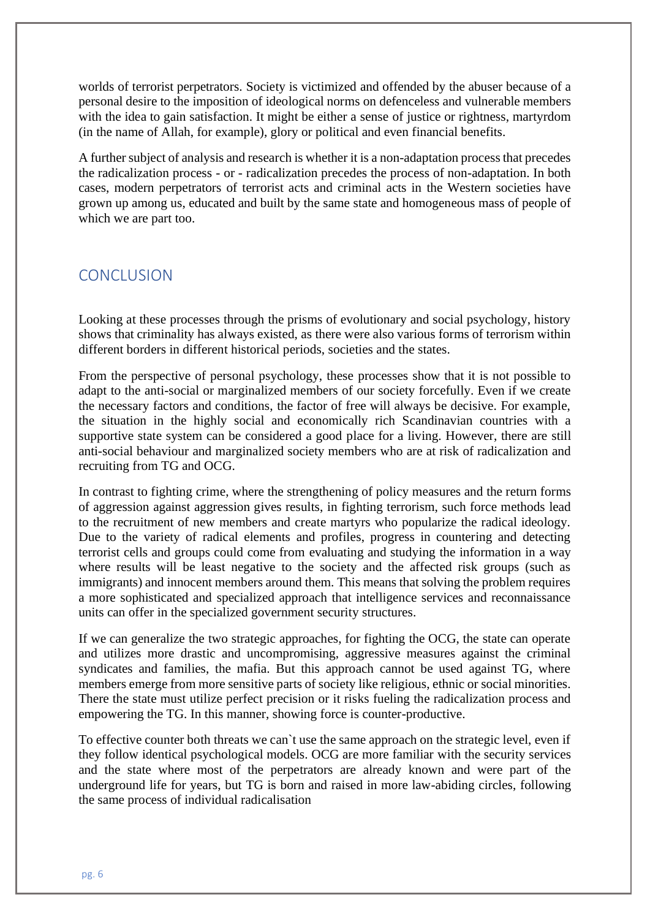worlds of terrorist perpetrators. Society is victimized and offended by the abuser because of a personal desire to the imposition of ideological norms on defenceless and vulnerable members with the idea to gain satisfaction. It might be either a sense of justice or rightness, martyrdom (in the name of Allah, for example), glory or political and even financial benefits.

A further subject of analysis and research is whether it is a non-adaptation process that precedes the radicalization process - or - radicalization precedes the process of non-adaptation. In both cases, modern perpetrators of terrorist acts and criminal acts in the Western societies have grown up among us, educated and built by the same state and homogeneous mass of people of which we are part too.

## CONCLUSION

Looking at these processes through the prisms of evolutionary and social psychology, history shows that criminality has always existed, as there were also various forms of terrorism within different borders in different historical periods, societies and the states.

From the perspective of personal psychology, these processes show that it is not possible to adapt to the anti-social or marginalized members of our society forcefully. Even if we create the necessary factors and conditions, the factor of free will always be decisive. For example, the situation in the highly social and economically rich Scandinavian countries with a supportive state system can be considered a good place for a living. However, there are still anti-social behaviour and marginalized society members who are at risk of radicalization and recruiting from TG and OCG.

In contrast to fighting crime, where the strengthening of policy measures and the return forms of aggression against aggression gives results, in fighting terrorism, such force methods lead to the recruitment of new members and create martyrs who popularize the radical ideology. Due to the variety of radical elements and profiles, progress in countering and detecting terrorist cells and groups could come from evaluating and studying the information in a way where results will be least negative to the society and the affected risk groups (such as immigrants) and innocent members around them. This means that solving the problem requires a more sophisticated and specialized approach that intelligence services and reconnaissance units can offer in the specialized government security structures.

If we can generalize the two strategic approaches, for fighting the OCG, the state can operate and utilizes more drastic and uncompromising, aggressive measures against the criminal syndicates and families, the mafia. But this approach cannot be used against TG, where members emerge from more sensitive parts of society like religious, ethnic or social minorities. There the state must utilize perfect precision or it risks fueling the radicalization process and empowering the TG. In this manner, showing force is counter-productive.

To effective counter both threats we can`t use the same approach on the strategic level, even if they follow identical psychological models. OCG are more familiar with the security services and the state where most of the perpetrators are already known and were part of the underground life for years, but TG is born and raised in more law-abiding circles, following the same process of individual radicalisation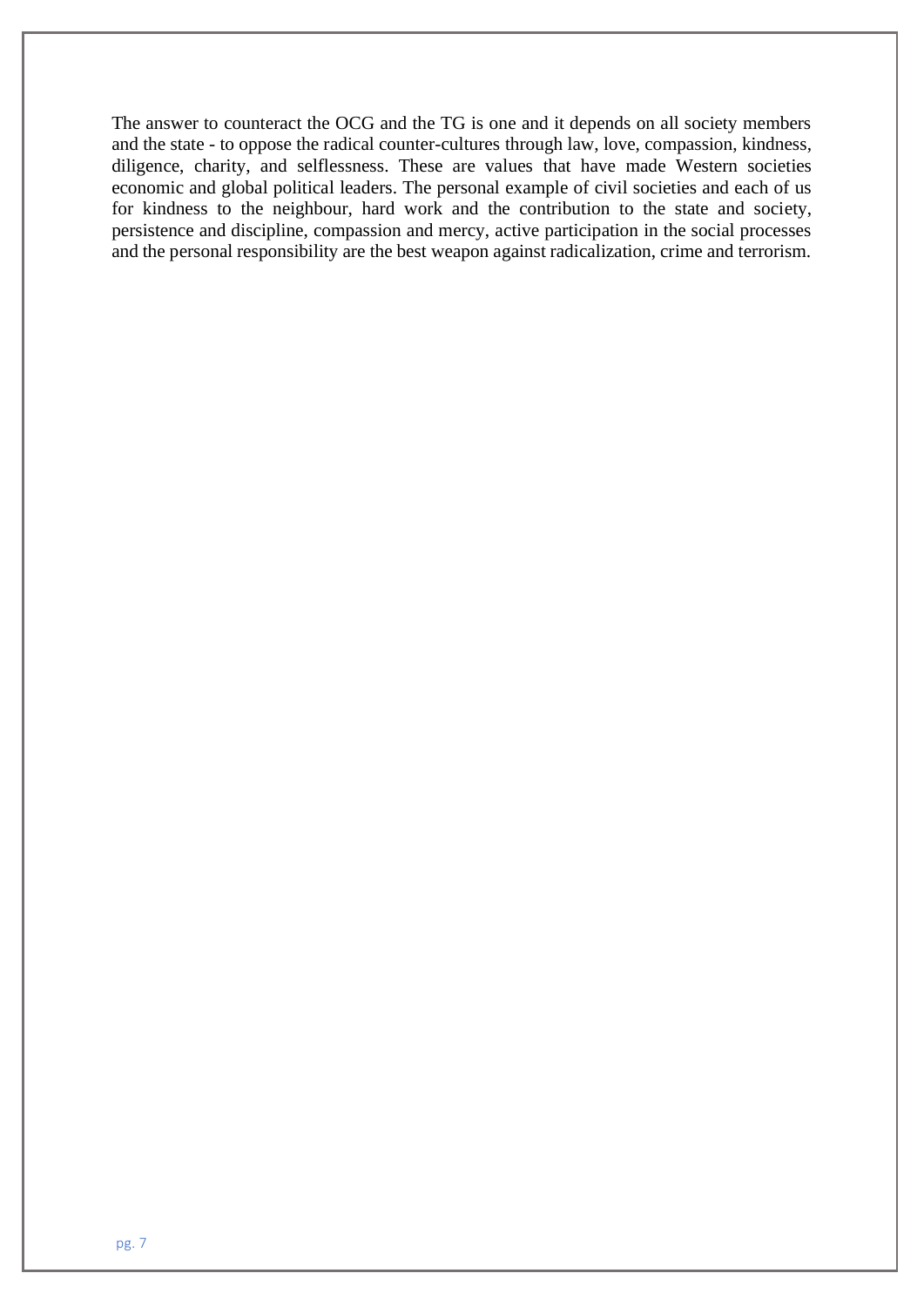The answer to counteract the OCG and the TG is one and it depends on all society members and the state - to oppose the radical counter-cultures through law, love, compassion, kindness, diligence, charity, and selflessness. These are values that have made Western societies economic and global political leaders. The personal example of civil societies and each of us for kindness to the neighbour, hard work and the contribution to the state and society, persistence and discipline, compassion and mercy, active participation in the social processes and the personal responsibility are the best weapon against radicalization, crime and terrorism.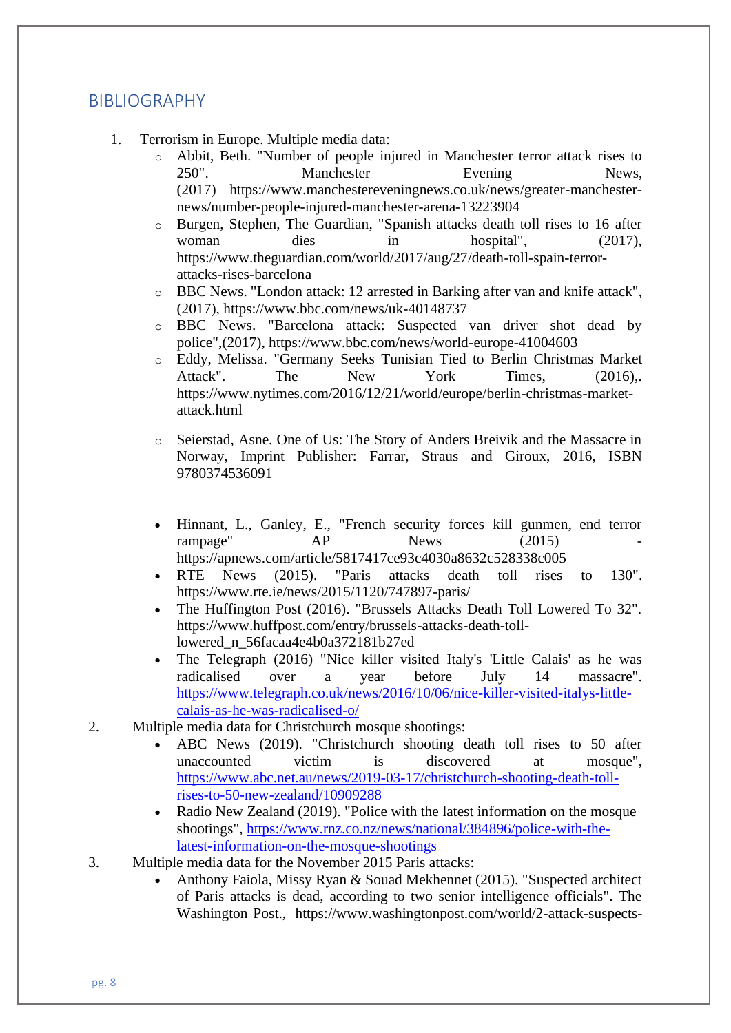## BIBLIOGRAPHY

1. Terrorism in Europe. Multiple media data:
    - Abbit, Beth. "Number of people injured in Manchester terror attack rises to 250". Manchester Evening News, (2017) https://www.manchestereveningnews.co.uk/news/greater-manchester-news/number-people-injured-manchester-arena-13223904
    - Burgen, Stephen, The Guardian, "Spanish attacks death toll rises to 16 after woman dies in hospital", (2017), https://www.theguardian.com/world/2017/aug/27/death-toll-spain-terror-attacks-rises-barcelona
    - BBC News. "London attack: 12 arrested in Barking after van and knife attack", (2017), https://www.bbc.com/news/uk-40148737
    - BBC News. "Barcelona attack: Suspected van driver shot dead by police",(2017), https://www.bbc.com/news/world-europe-41004603
    - Eddy, Melissa. "Germany Seeks Tunisian Tied to Berlin Christmas Market Attack". The New York Times, (2016),. https://www.nytimes.com/2016/12/21/world/europe/berlin-christmas-market-attack.html
    - Seierstad, Asne. One of Us: The Story of Anders Breivik and the Massacre in Norway, Imprint Publisher: Farrar, Straus and Giroux, 2016, ISBN 9780374536091

    - Hinnant, L., Ganley, E., "French security forces kill gunmen, end terror rampage" AP News (2015) - https://apnews.com/article/5817417ce93c4030a8632c528338c005
    - RTE News (2015). "Paris attacks death toll rises to 130". https://www.rte.ie/news/2015/1120/747897-paris/
    - The Huffington Post (2016). "Brussels Attacks Death Toll Lowered To 32". https://www.huffpost.com/entry/brussels-attacks-death-toll-lowered_n_56facaa4e4b0a372181b27ed
    - The Telegraph (2016) "Nice killer visited Italy's 'Little Calais' as he was radicalised over a year before July 14 massacre". https://www.telegraph.co.uk/news/2016/10/06/nice-killer-visited-italys-little-calais-as-he-was-radicalised-o/
2. Multiple media data for Christchurch mosque shootings:
    - ABC News (2019). "Christchurch shooting death toll rises to 50 after unaccounted victim is discovered at mosque", https://www.abc.net.au/news/2019-03-17/christchurch-shooting-death-toll-rises-to-50-new-zealand/10909288
    - Radio New Zealand (2019). "Police with the latest information on the mosque shootings", https://www.rnz.co.nz/news/national/384896/police-with-the-latest-information-on-the-mosque-shootings
3. Multiple media data for the November 2015 Paris attacks:
    - Anthony Faiola, Missy Ryan & Souad Mekhennet (2015). "Suspected architect of Paris attacks is dead, according to two senior intelligence officials". The Washington Post., https://www.washingtonpost.com/world/2-attack-suspects-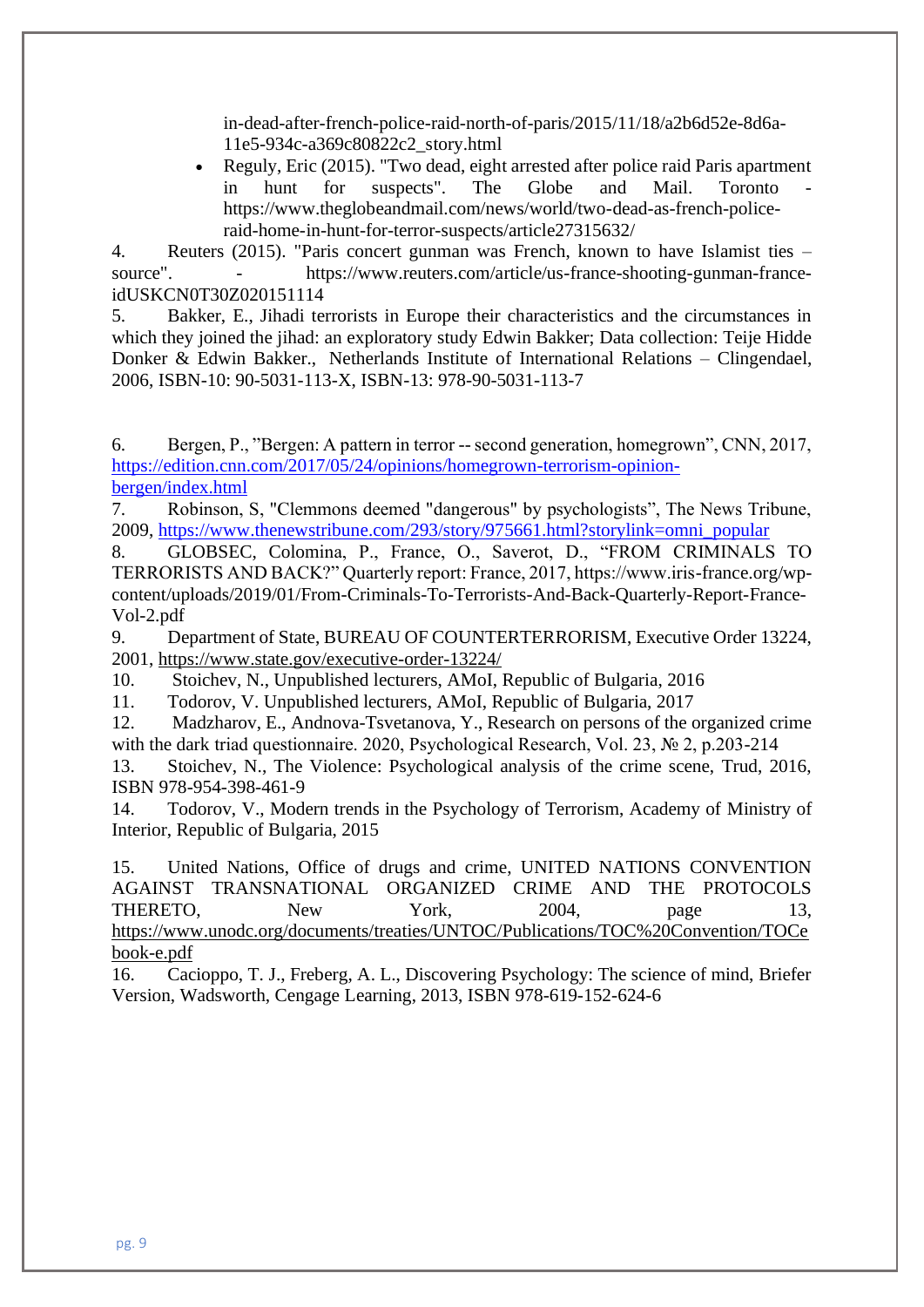in-dead-after-french-police-raid-north-of-paris/2015/11/18/a2b6d52e-8d6a-11e5-934c-a369c80822c2_story.html

- Reguly, Eric (2015). "Two dead, eight arrested after police raid Paris apartment in hunt for suspects". The Globe and Mail. Toronto - https://www.theglobeandmail.com/news/world/two-dead-as-french-police-raid-home-in-hunt-for-terror-suspects/article27315632/

4. Reuters (2015). "Paris concert gunman was French, known to have Islamist ties – source". - https://www.reuters.com/article/us-france-shooting-gunman-france-idUSKCN0T30Z020151114
5. Bakker, E., Jihadi terrorists in Europe their characteristics and the circumstances in which they joined the jihad: an exploratory study Edwin Bakker; Data collection: Teije Hidde Donker & Edwin Bakker., Netherlands Institute of International Relations – Clingendael, 2006, ISBN-10: 90-5031-113-X, ISBN-13: 978-90-5031-113-7

6. Bergen, P., "Bergen: A pattern in terror -- second generation, homegrown", CNN, 2017, https://edition.cnn.com/2017/05/24/opinions/homegrown-terrorism-opinion-bergen/index.html
7. Robinson, S, "Clemmons deemed "dangerous" by psychologists", The News Tribune, 2009, https://www.thenewstribune.com/293/story/975661.html?storylink=omni_popular
8. GLOBSEC, Colomina, P., France, O., Saverot, D., "FROM CRIMINALS TO TERRORISTS AND BACK?" Quarterly report: France, 2017, https://www.iris-france.org/wp-content/uploads/2019/01/From-Criminals-To-Terrorists-And-Back-Quarterly-Report-France-Vol-2.pdf
9. Department of State, BUREAU OF COUNTERTERRORISM, Executive Order 13224, 2001, https://www.state.gov/executive-order-13224/
10. Stoichev, N., Unpublished lecturers, AMoI, Republic of Bulgaria, 2016
11. Todorov, V. Unpublished lecturers, AMoI, Republic of Bulgaria, 2017
12. Madzharov, E., Andnova-Tsvetanova, Y., Research on persons of the organized crime with the dark triad questionnaire. 2020, Psychological Research, Vol. 23, № 2, p.203-214
13. Stoichev, N., The Violence: Psychological analysis of the crime scene, Trud, 2016, ISBN 978-954-398-461-9
14. Todorov, V., Modern trends in the Psychology of Terrorism, Academy of Ministry of Interior, Republic of Bulgaria, 2015

15. United Nations, Office of drugs and crime, UNITED NATIONS CONVENTION AGAINST TRANSNATIONAL ORGANIZED CRIME AND THE PROTOCOLS THERETO, New York, 2004, page 13, https://www.unodc.org/documents/treaties/UNTOC/Publications/TOC%20Convention/TOCebook-e.pdf
16. Cacioppo, T. J., Freberg, A. L., Discovering Psychology: The science of mind, Briefer Version, Wadsworth, Cengage Learning, 2013, ISBN 978-619-152-624-6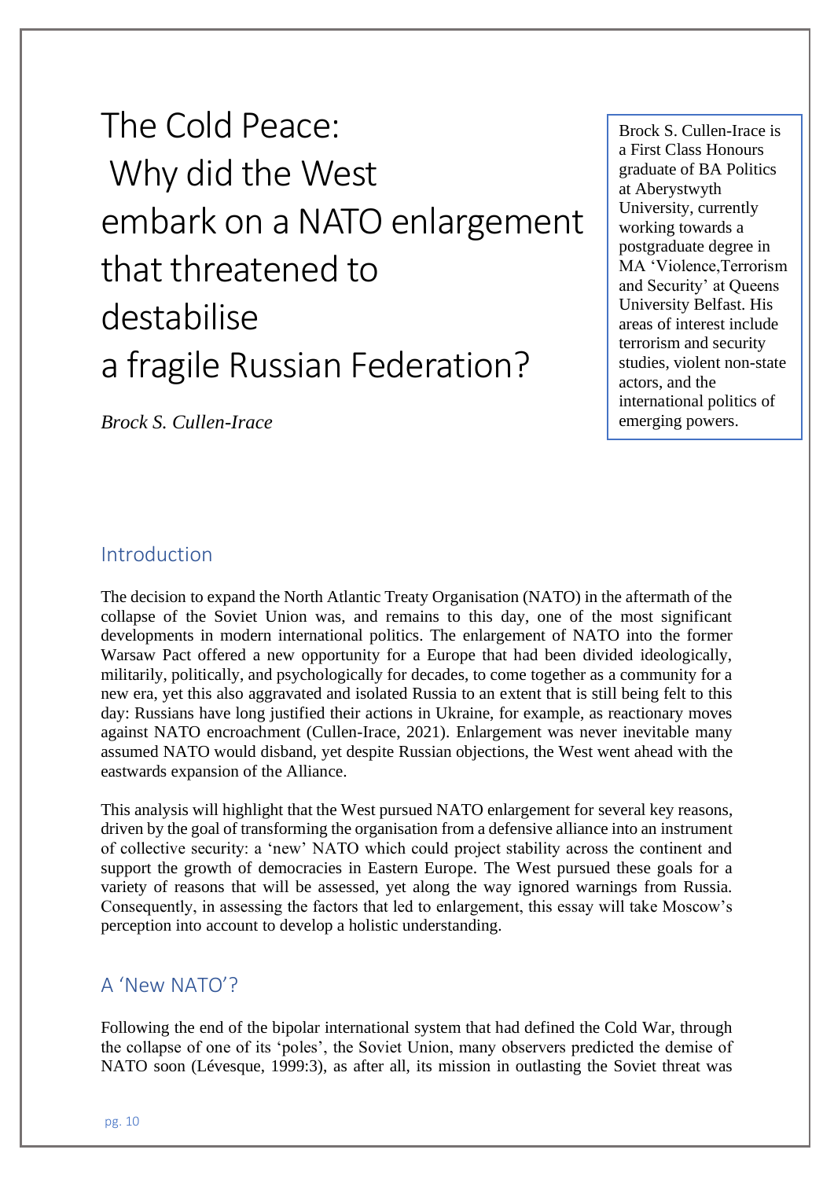# The Cold Peace: Why did the West embark on a NATO enlargement that threatened to destabilise a fragile Russian Federation?

*Brock S. Cullen-Irace*

Brock S. Cullen-Irace is a First Class Honours graduate of BA Politics at Aberystwyth University, currently working towards a postgraduate degree in MA 'Violence,Terrorism and Security' at Queens University Belfast. His areas of interest include terrorism and security studies, violent non-state actors, and the international politics of emerging powers.

## Introduction

The decision to expand the North Atlantic Treaty Organisation (NATO) in the aftermath of the collapse of the Soviet Union was, and remains to this day, one of the most significant developments in modern international politics. The enlargement of NATO into the former Warsaw Pact offered a new opportunity for a Europe that had been divided ideologically, militarily, politically, and psychologically for decades, to come together as a community for a new era, yet this also aggravated and isolated Russia to an extent that is still being felt to this day: Russians have long justified their actions in Ukraine, for example, as reactionary moves against NATO encroachment (Cullen-Irace, 2021). Enlargement was never inevitable many assumed NATO would disband, yet despite Russian objections, the West went ahead with the eastwards expansion of the Alliance.

This analysis will highlight that the West pursued NATO enlargement for several key reasons, driven by the goal of transforming the organisation from a defensive alliance into an instrument of collective security: a 'new' NATO which could project stability across the continent and support the growth of democracies in Eastern Europe. The West pursued these goals for a variety of reasons that will be assessed, yet along the way ignored warnings from Russia. Consequently, in assessing the factors that led to enlargement, this essay will take Moscow's perception into account to develop a holistic understanding.

## A 'New NATO'?

Following the end of the bipolar international system that had defined the Cold War, through the collapse of one of its 'poles', the Soviet Union, many observers predicted the demise of NATO soon (Lévesque, 1999:3), as after all, its mission in outlasting the Soviet threat was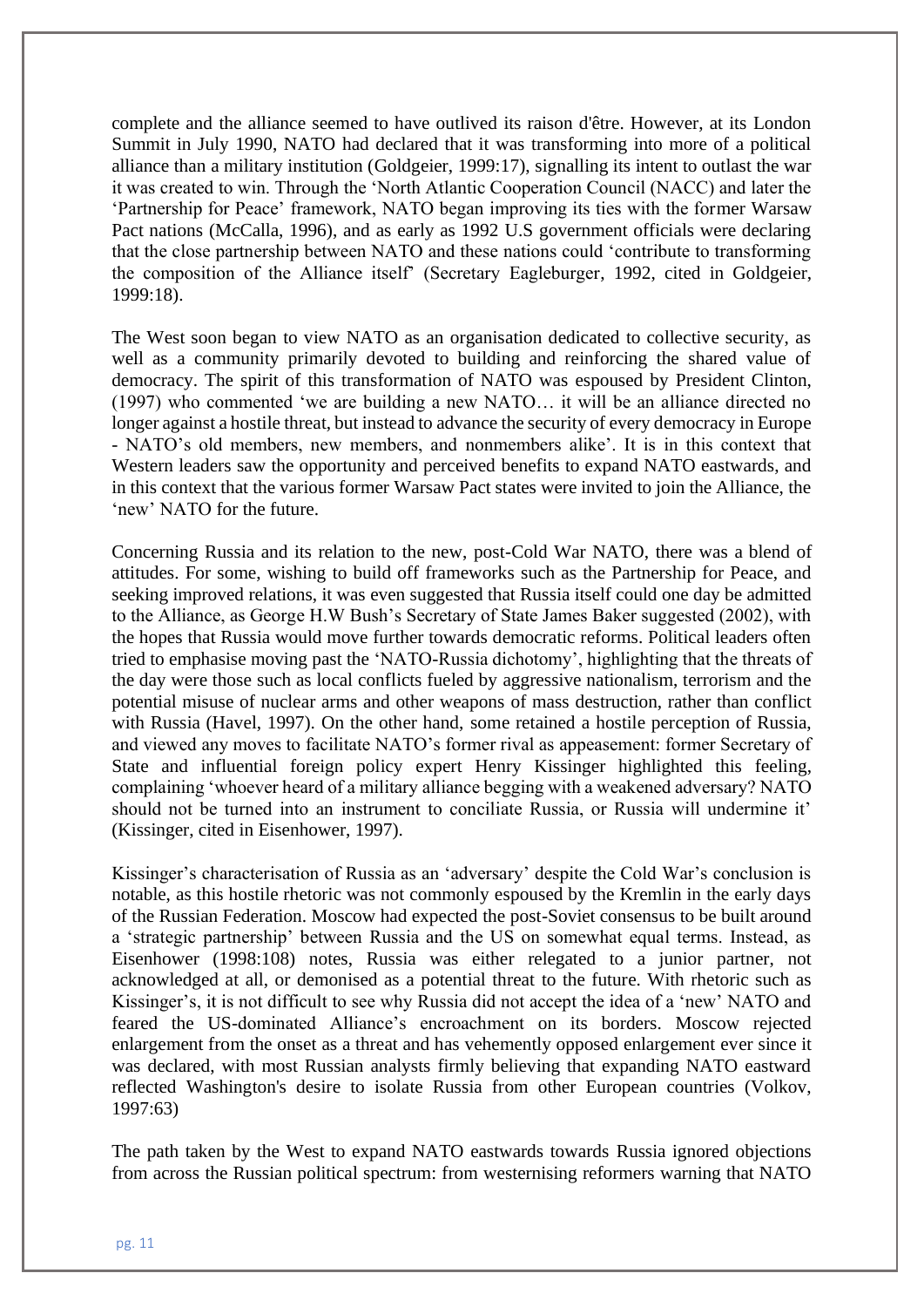complete and the alliance seemed to have outlived its raison d'être. However, at its London Summit in July 1990, NATO had declared that it was transforming into more of a political alliance than a military institution (Goldgeier, 1999:17), signalling its intent to outlast the war it was created to win. Through the 'North Atlantic Cooperation Council (NACC) and later the 'Partnership for Peace' framework, NATO began improving its ties with the former Warsaw Pact nations (McCalla, 1996), and as early as 1992 U.S government officials were declaring that the close partnership between NATO and these nations could 'contribute to transforming the composition of the Alliance itself' (Secretary Eagleburger, 1992, cited in Goldgeier, 1999:18).

The West soon began to view NATO as an organisation dedicated to collective security, as well as a community primarily devoted to building and reinforcing the shared value of democracy. The spirit of this transformation of NATO was espoused by President Clinton, (1997) who commented 'we are building a new NATO… it will be an alliance directed no longer against a hostile threat, but instead to advance the security of every democracy in Europe - NATO's old members, new members, and nonmembers alike'. It is in this context that Western leaders saw the opportunity and perceived benefits to expand NATO eastwards, and in this context that the various former Warsaw Pact states were invited to join the Alliance, the 'new' NATO for the future.

Concerning Russia and its relation to the new, post-Cold War NATO, there was a blend of attitudes. For some, wishing to build off frameworks such as the Partnership for Peace, and seeking improved relations, it was even suggested that Russia itself could one day be admitted to the Alliance, as George H.W Bush's Secretary of State James Baker suggested (2002), with the hopes that Russia would move further towards democratic reforms. Political leaders often tried to emphasise moving past the 'NATO-Russia dichotomy', highlighting that the threats of the day were those such as local conflicts fueled by aggressive nationalism, terrorism and the potential misuse of nuclear arms and other weapons of mass destruction, rather than conflict with Russia (Havel, 1997). On the other hand, some retained a hostile perception of Russia, and viewed any moves to facilitate NATO's former rival as appeasement: former Secretary of State and influential foreign policy expert Henry Kissinger highlighted this feeling, complaining 'whoever heard of a military alliance begging with a weakened adversary? NATO should not be turned into an instrument to conciliate Russia, or Russia will undermine it' (Kissinger, cited in Eisenhower, 1997).

Kissinger's characterisation of Russia as an 'adversary' despite the Cold War's conclusion is notable, as this hostile rhetoric was not commonly espoused by the Kremlin in the early days of the Russian Federation. Moscow had expected the post-Soviet consensus to be built around a 'strategic partnership' between Russia and the US on somewhat equal terms. Instead, as Eisenhower (1998:108) notes, Russia was either relegated to a junior partner, not acknowledged at all, or demonised as a potential threat to the future. With rhetoric such as Kissinger's, it is not difficult to see why Russia did not accept the idea of a 'new' NATO and feared the US-dominated Alliance's encroachment on its borders. Moscow rejected enlargement from the onset as a threat and has vehemently opposed enlargement ever since it was declared, with most Russian analysts firmly believing that expanding NATO eastward reflected Washington's desire to isolate Russia from other European countries (Volkov, 1997:63)

The path taken by the West to expand NATO eastwards towards Russia ignored objections from across the Russian political spectrum: from westernising reformers warning that NATO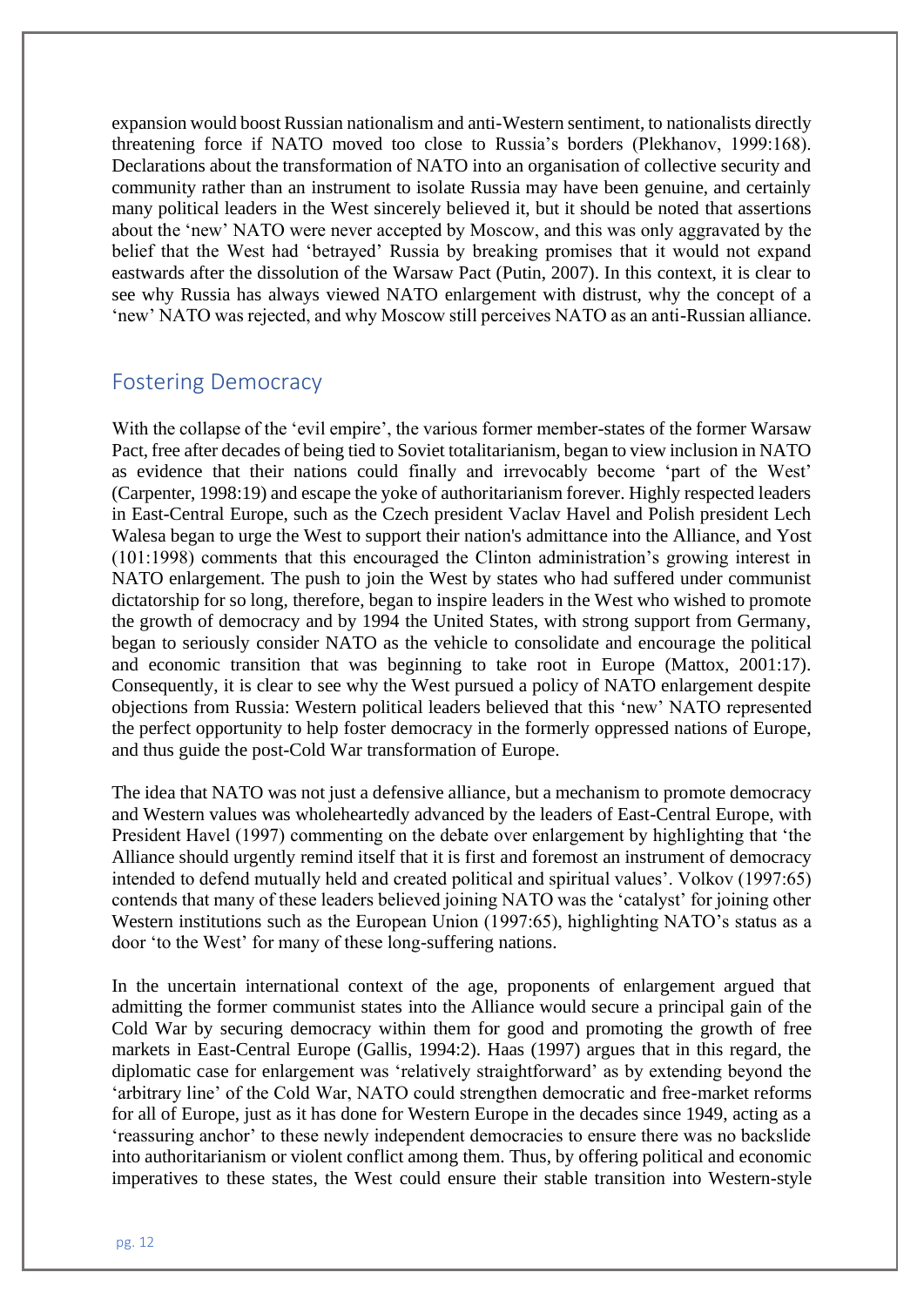expansion would boost Russian nationalism and anti-Western sentiment, to nationalists directly threatening force if NATO moved too close to Russia's borders (Plekhanov, 1999:168). Declarations about the transformation of NATO into an organisation of collective security and community rather than an instrument to isolate Russia may have been genuine, and certainly many political leaders in the West sincerely believed it, but it should be noted that assertions about the 'new' NATO were never accepted by Moscow, and this was only aggravated by the belief that the West had 'betrayed' Russia by breaking promises that it would not expand eastwards after the dissolution of the Warsaw Pact (Putin, 2007). In this context, it is clear to see why Russia has always viewed NATO enlargement with distrust, why the concept of a 'new' NATO was rejected, and why Moscow still perceives NATO as an anti-Russian alliance.

## Fostering Democracy

With the collapse of the 'evil empire', the various former member-states of the former Warsaw Pact, free after decades of being tied to Soviet totalitarianism, began to view inclusion in NATO as evidence that their nations could finally and irrevocably become 'part of the West' (Carpenter, 1998:19) and escape the yoke of authoritarianism forever. Highly respected leaders in East-Central Europe, such as the Czech president Vaclav Havel and Polish president Lech Walesa began to urge the West to support their nation's admittance into the Alliance, and Yost (101:1998) comments that this encouraged the Clinton administration's growing interest in NATO enlargement. The push to join the West by states who had suffered under communist dictatorship for so long, therefore, began to inspire leaders in the West who wished to promote the growth of democracy and by 1994 the United States, with strong support from Germany, began to seriously consider NATO as the vehicle to consolidate and encourage the political and economic transition that was beginning to take root in Europe (Mattox, 2001:17). Consequently, it is clear to see why the West pursued a policy of NATO enlargement despite objections from Russia: Western political leaders believed that this 'new' NATO represented the perfect opportunity to help foster democracy in the formerly oppressed nations of Europe, and thus guide the post-Cold War transformation of Europe.

The idea that NATO was not just a defensive alliance, but a mechanism to promote democracy and Western values was wholeheartedly advanced by the leaders of East-Central Europe, with President Havel (1997) commenting on the debate over enlargement by highlighting that 'the Alliance should urgently remind itself that it is first and foremost an instrument of democracy intended to defend mutually held and created political and spiritual values'. Volkov (1997:65) contends that many of these leaders believed joining NATO was the 'catalyst' for joining other Western institutions such as the European Union (1997:65), highlighting NATO's status as a door 'to the West' for many of these long-suffering nations.

In the uncertain international context of the age, proponents of enlargement argued that admitting the former communist states into the Alliance would secure a principal gain of the Cold War by securing democracy within them for good and promoting the growth of free markets in East-Central Europe (Gallis, 1994:2). Haas (1997) argues that in this regard, the diplomatic case for enlargement was 'relatively straightforward' as by extending beyond the 'arbitrary line' of the Cold War, NATO could strengthen democratic and free-market reforms for all of Europe, just as it has done for Western Europe in the decades since 1949, acting as a 'reassuring anchor' to these newly independent democracies to ensure there was no backslide into authoritarianism or violent conflict among them. Thus, by offering political and economic imperatives to these states, the West could ensure their stable transition into Western-style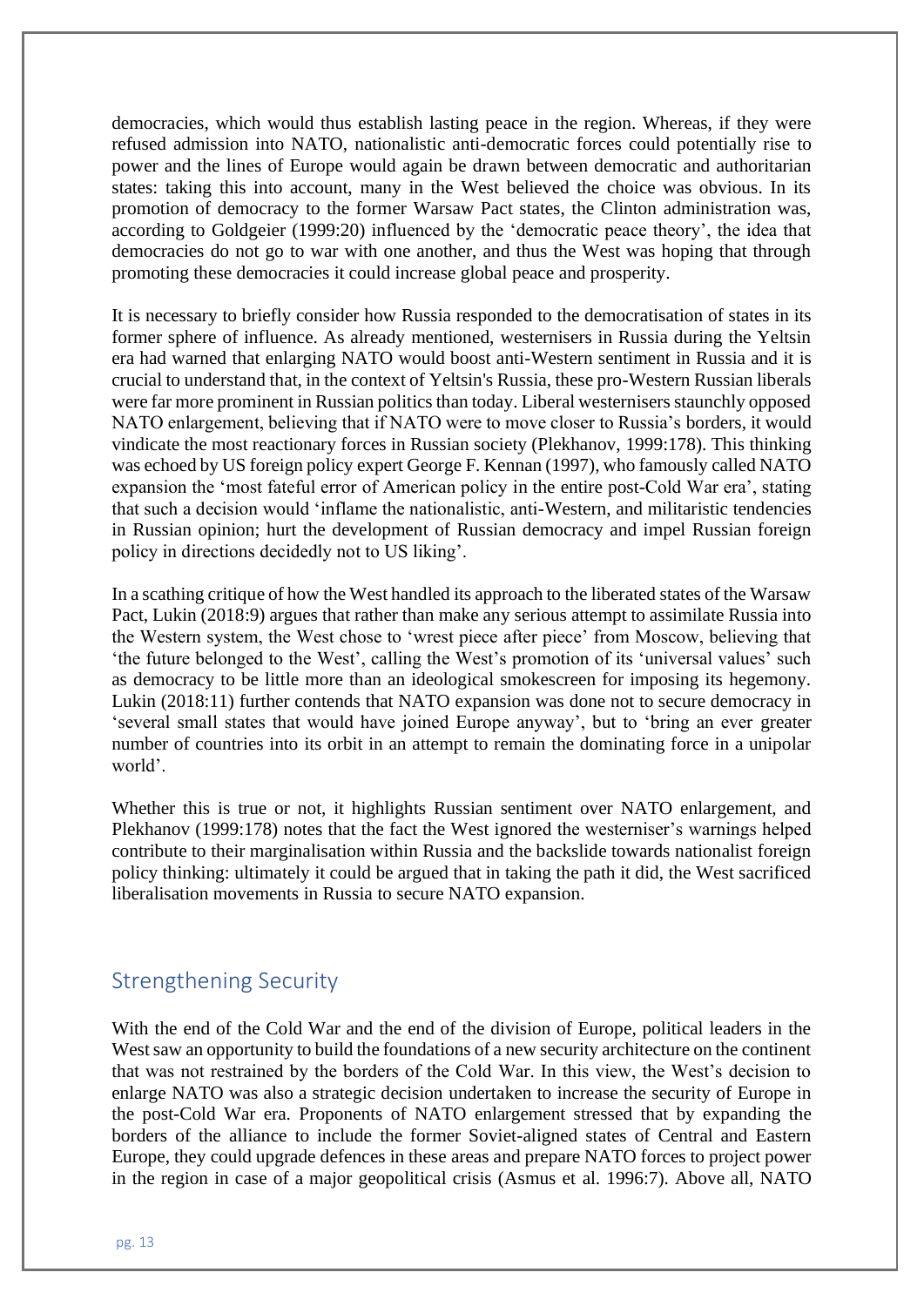democracies, which would thus establish lasting peace in the region. Whereas, if they were refused admission into NATO, nationalistic anti-democratic forces could potentially rise to power and the lines of Europe would again be drawn between democratic and authoritarian states: taking this into account, many in the West believed the choice was obvious. In its promotion of democracy to the former Warsaw Pact states, the Clinton administration was, according to Goldgeier (1999:20) influenced by the 'democratic peace theory', the idea that democracies do not go to war with one another, and thus the West was hoping that through promoting these democracies it could increase global peace and prosperity.

It is necessary to briefly consider how Russia responded to the democratisation of states in its former sphere of influence. As already mentioned, westernisers in Russia during the Yeltsin era had warned that enlarging NATO would boost anti-Western sentiment in Russia and it is crucial to understand that, in the context of Yeltsin's Russia, these pro-Western Russian liberals were far more prominent in Russian politics than today. Liberal westernisers staunchly opposed NATO enlargement, believing that if NATO were to move closer to Russia's borders, it would vindicate the most reactionary forces in Russian society (Plekhanov, 1999:178). This thinking was echoed by US foreign policy expert George F. Kennan (1997), who famously called NATO expansion the 'most fateful error of American policy in the entire post-Cold War era', stating that such a decision would 'inflame the nationalistic, anti-Western, and militaristic tendencies in Russian opinion; hurt the development of Russian democracy and impel Russian foreign policy in directions decidedly not to US liking'.

In a scathing critique of how the West handled its approach to the liberated states of the Warsaw Pact, Lukin (2018:9) argues that rather than make any serious attempt to assimilate Russia into the Western system, the West chose to 'wrest piece after piece' from Moscow, believing that 'the future belonged to the West', calling the West's promotion of its 'universal values' such as democracy to be little more than an ideological smokescreen for imposing its hegemony. Lukin (2018:11) further contends that NATO expansion was done not to secure democracy in 'several small states that would have joined Europe anyway', but to 'bring an ever greater number of countries into its orbit in an attempt to remain the dominating force in a unipolar world'.

Whether this is true or not, it highlights Russian sentiment over NATO enlargement, and Plekhanov (1999:178) notes that the fact the West ignored the westerniser's warnings helped contribute to their marginalisation within Russia and the backslide towards nationalist foreign policy thinking: ultimately it could be argued that in taking the path it did, the West sacrificed liberalisation movements in Russia to secure NATO expansion.

## Strengthening Security

With the end of the Cold War and the end of the division of Europe, political leaders in the West saw an opportunity to build the foundations of a new security architecture on the continent that was not restrained by the borders of the Cold War. In this view, the West's decision to enlarge NATO was also a strategic decision undertaken to increase the security of Europe in the post-Cold War era. Proponents of NATO enlargement stressed that by expanding the borders of the alliance to include the former Soviet-aligned states of Central and Eastern Europe, they could upgrade defences in these areas and prepare NATO forces to project power in the region in case of a major geopolitical crisis (Asmus et al. 1996:7). Above all, NATO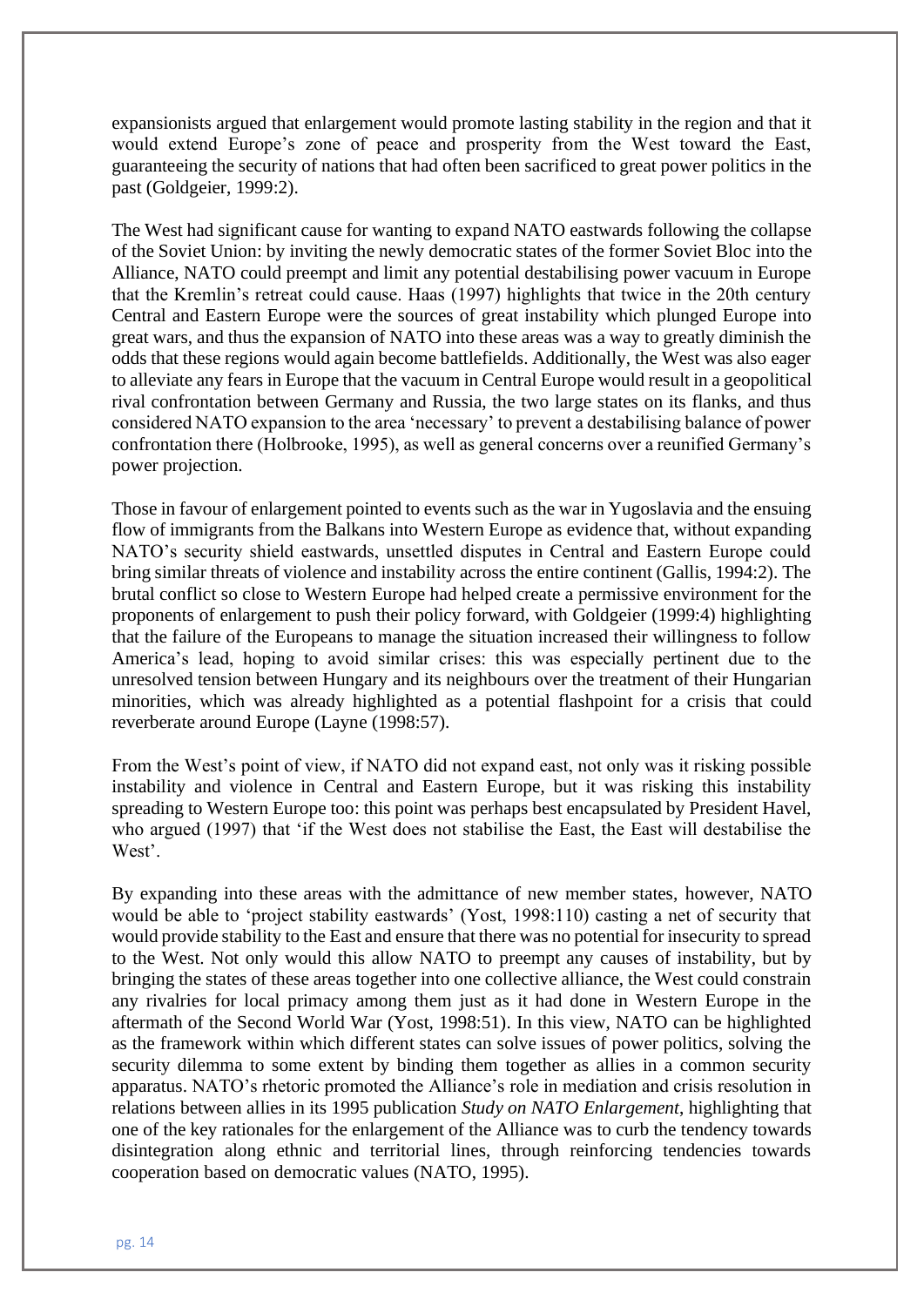expansionists argued that enlargement would promote lasting stability in the region and that it would extend Europe's zone of peace and prosperity from the West toward the East, guaranteeing the security of nations that had often been sacrificed to great power politics in the past (Goldgeier, 1999:2).

The West had significant cause for wanting to expand NATO eastwards following the collapse of the Soviet Union: by inviting the newly democratic states of the former Soviet Bloc into the Alliance, NATO could preempt and limit any potential destabilising power vacuum in Europe that the Kremlin's retreat could cause. Haas (1997) highlights that twice in the 20th century Central and Eastern Europe were the sources of great instability which plunged Europe into great wars, and thus the expansion of NATO into these areas was a way to greatly diminish the odds that these regions would again become battlefields. Additionally, the West was also eager to alleviate any fears in Europe that the vacuum in Central Europe would result in a geopolitical rival confrontation between Germany and Russia, the two large states on its flanks, and thus considered NATO expansion to the area 'necessary' to prevent a destabilising balance of power confrontation there (Holbrooke, 1995), as well as general concerns over a reunified Germany's power projection.

Those in favour of enlargement pointed to events such as the war in Yugoslavia and the ensuing flow of immigrants from the Balkans into Western Europe as evidence that, without expanding NATO's security shield eastwards, unsettled disputes in Central and Eastern Europe could bring similar threats of violence and instability across the entire continent (Gallis, 1994:2). The brutal conflict so close to Western Europe had helped create a permissive environment for the proponents of enlargement to push their policy forward, with Goldgeier (1999:4) highlighting that the failure of the Europeans to manage the situation increased their willingness to follow America's lead, hoping to avoid similar crises: this was especially pertinent due to the unresolved tension between Hungary and its neighbours over the treatment of their Hungarian minorities, which was already highlighted as a potential flashpoint for a crisis that could reverberate around Europe (Layne (1998:57).

From the West's point of view, if NATO did not expand east, not only was it risking possible instability and violence in Central and Eastern Europe, but it was risking this instability spreading to Western Europe too: this point was perhaps best encapsulated by President Havel, who argued (1997) that 'if the West does not stabilise the East, the East will destabilise the West'.

By expanding into these areas with the admittance of new member states, however, NATO would be able to 'project stability eastwards' (Yost, 1998:110) casting a net of security that would provide stability to the East and ensure that there was no potential for insecurity to spread to the West. Not only would this allow NATO to preempt any causes of instability, but by bringing the states of these areas together into one collective alliance, the West could constrain any rivalries for local primacy among them just as it had done in Western Europe in the aftermath of the Second World War (Yost, 1998:51). In this view, NATO can be highlighted as the framework within which different states can solve issues of power politics, solving the security dilemma to some extent by binding them together as allies in a common security apparatus. NATO's rhetoric promoted the Alliance's role in mediation and crisis resolution in relations between allies in its 1995 publication *Study on NATO Enlargement*, highlighting that one of the key rationales for the enlargement of the Alliance was to curb the tendency towards disintegration along ethnic and territorial lines, through reinforcing tendencies towards cooperation based on democratic values (NATO, 1995).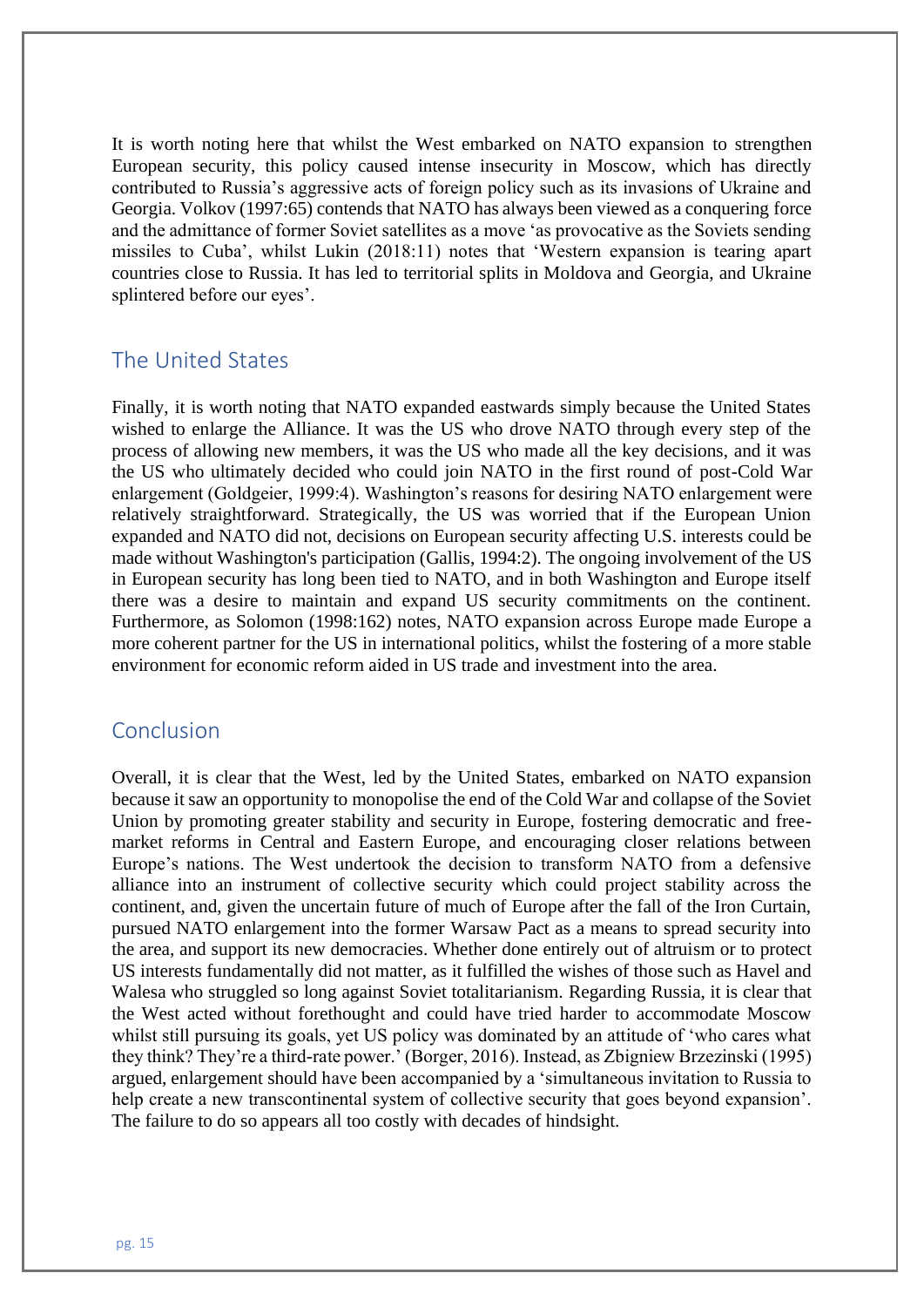It is worth noting here that whilst the West embarked on NATO expansion to strengthen European security, this policy caused intense insecurity in Moscow, which has directly contributed to Russia's aggressive acts of foreign policy such as its invasions of Ukraine and Georgia. Volkov (1997:65) contends that NATO has always been viewed as a conquering force and the admittance of former Soviet satellites as a move 'as provocative as the Soviets sending missiles to Cuba', whilst Lukin (2018:11) notes that 'Western expansion is tearing apart countries close to Russia. It has led to territorial splits in Moldova and Georgia, and Ukraine splintered before our eyes'.

## The United States

Finally, it is worth noting that NATO expanded eastwards simply because the United States wished to enlarge the Alliance. It was the US who drove NATO through every step of the process of allowing new members, it was the US who made all the key decisions, and it was the US who ultimately decided who could join NATO in the first round of post-Cold War enlargement (Goldgeier, 1999:4). Washington's reasons for desiring NATO enlargement were relatively straightforward. Strategically, the US was worried that if the European Union expanded and NATO did not, decisions on European security affecting U.S. interests could be made without Washington's participation (Gallis, 1994:2). The ongoing involvement of the US in European security has long been tied to NATO, and in both Washington and Europe itself there was a desire to maintain and expand US security commitments on the continent. Furthermore, as Solomon (1998:162) notes, NATO expansion across Europe made Europe a more coherent partner for the US in international politics, whilst the fostering of a more stable environment for economic reform aided in US trade and investment into the area.

## Conclusion

Overall, it is clear that the West, led by the United States, embarked on NATO expansion because it saw an opportunity to monopolise the end of the Cold War and collapse of the Soviet Union by promoting greater stability and security in Europe, fostering democratic and free-market reforms in Central and Eastern Europe, and encouraging closer relations between Europe's nations. The West undertook the decision to transform NATO from a defensive alliance into an instrument of collective security which could project stability across the continent, and, given the uncertain future of much of Europe after the fall of the Iron Curtain, pursued NATO enlargement into the former Warsaw Pact as a means to spread security into the area, and support its new democracies. Whether done entirely out of altruism or to protect US interests fundamentally did not matter, as it fulfilled the wishes of those such as Havel and Walesa who struggled so long against Soviet totalitarianism. Regarding Russia, it is clear that the West acted without forethought and could have tried harder to accommodate Moscow whilst still pursuing its goals, yet US policy was dominated by an attitude of 'who cares what they think? They're a third-rate power.' (Borger, 2016). Instead, as Zbigniew Brzezinski (1995) argued, enlargement should have been accompanied by a 'simultaneous invitation to Russia to help create a new transcontinental system of collective security that goes beyond expansion'. The failure to do so appears all too costly with decades of hindsight.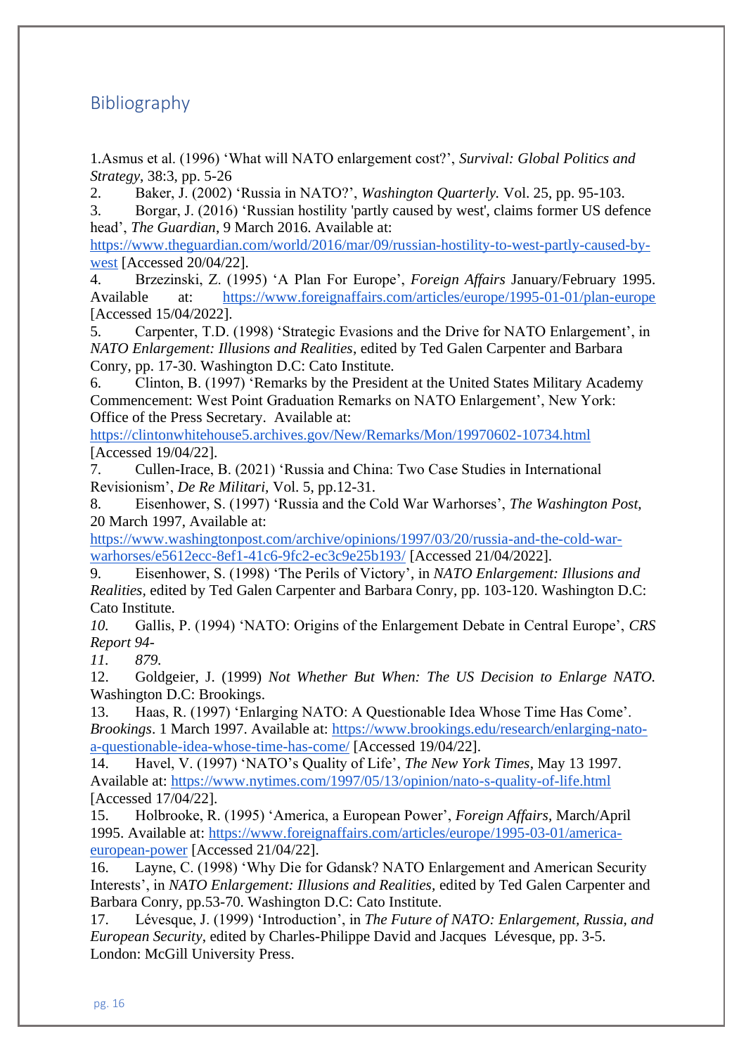## Bibliography

1.Asmus et al. (1996) 'What will NATO enlargement cost?', *Survival: Global Politics and Strategy*, 38:3, pp. 5-26

2. Baker, J. (2002) 'Russia in NATO?', *Washington Quarterly.* Vol. 25, pp. 95-103.

3. Borgar, J. (2016) 'Russian hostility 'partly caused by west', claims former US defence head', *The Guardian*, 9 March 2016. Available at: https://www.theguardian.com/world/2016/mar/09/russian-hostility-to-west-partly-caused-by-west [Accessed 20/04/22].

4. Brzezinski, Z. (1995) 'A Plan For Europe', *Foreign Affairs* January/February 1995. Available at: https://www.foreignaffairs.com/articles/europe/1995-01-01/plan-europe [Accessed 15/04/2022].

5. Carpenter, T.D. (1998) 'Strategic Evasions and the Drive for NATO Enlargement', in *NATO Enlargement: Illusions and Realities*, edited by Ted Galen Carpenter and Barbara Conry, pp. 17-30. Washington D.C: Cato Institute.

6. Clinton, B. (1997) 'Remarks by the President at the United States Military Academy Commencement: West Point Graduation Remarks on NATO Enlargement', New York: Office of the Press Secretary. Available at: https://clintonwhitehouse5.archives.gov/New/Remarks/Mon/19970602-10734.html [Accessed 19/04/22].

7. Cullen-Irace, B. (2021) 'Russia and China: Two Case Studies in International Revisionism', *De Re Militari*, Vol. 5, pp.12-31.

8. Eisenhower, S. (1997) 'Russia and the Cold War Warhorses', *The Washington Post*, 20 March 1997, Available at: https://www.washingtonpost.com/archive/opinions/1997/03/20/russia-and-the-cold-war-warhorses/e5612ecc-8ef1-41c6-9fc2-ec3c9e25b193/ [Accessed 21/04/2022].

9. Eisenhower, S. (1998) 'The Perils of Victory', in *NATO Enlargement: Illusions and Realities*, edited by Ted Galen Carpenter and Barbara Conry, pp. 103-120. Washington D.C: Cato Institute.

*10.* Gallis, P. (1994) 'NATO: Origins of the Enlargement Debate in Central Europe', *CRS Report 94-*

*11. 879.*

12. Goldgeier, J. (1999) *Not Whether But When: The US Decision to Enlarge NATO.* Washington D.C: Brookings.

13. Haas, R. (1997) 'Enlarging NATO: A Questionable Idea Whose Time Has Come'. *Brookings*. 1 March 1997. Available at: https://www.brookings.edu/research/enlarging-nato-a-questionable-idea-whose-time-has-come/ [Accessed 19/04/22].

14. Havel, V. (1997) 'NATO's Quality of Life', *The New York Times*, May 13 1997. Available at: https://www.nytimes.com/1997/05/13/opinion/nato-s-quality-of-life.html [Accessed 17/04/22].

15. Holbrooke, R. (1995) 'America, a European Power', *Foreign Affairs*, March/April 1995. Available at: https://www.foreignaffairs.com/articles/europe/1995-03-01/america-european-power [Accessed 21/04/22].

16. Layne, C. (1998) 'Why Die for Gdansk? NATO Enlargement and American Security Interests', in *NATO Enlargement: Illusions and Realities,* edited by Ted Galen Carpenter and Barbara Conry, pp.53-70. Washington D.C: Cato Institute.

17. Lévesque, J. (1999) 'Introduction', in *The Future of NATO: Enlargement, Russia, and European Security*, edited by Charles-Philippe David and Jacques Lévesque, pp. 3-5. London: McGill University Press.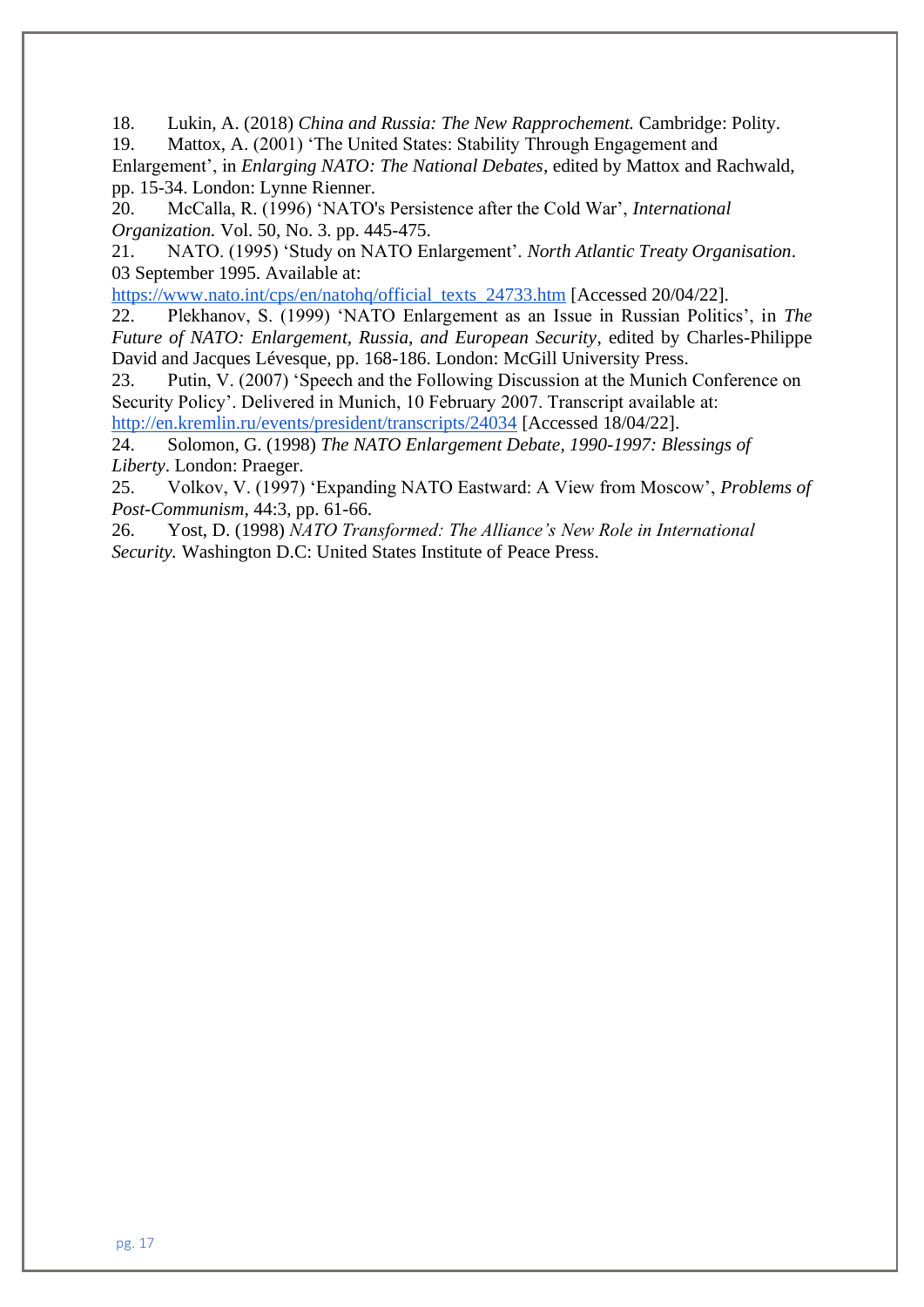18. Lukin, A. (2018) *China and Russia: The New Rapprochement.* Cambridge: Polity.
19. Mattox, A. (2001) 'The United States: Stability Through Engagement and Enlargement', in *Enlarging NATO: The National Debates*, edited by Mattox and Rachwald, pp. 15-34. London: Lynne Rienner.
20. McCalla, R. (1996) 'NATO's Persistence after the Cold War', *International Organization.* Vol. 50, No. 3. pp. 445-475.
21. NATO. (1995) 'Study on NATO Enlargement'. *North Atlantic Treaty Organisation*. 03 September 1995. Available at: https://www.nato.int/cps/en/natohq/official_texts_24733.htm [Accessed 20/04/22].
22. Plekhanov, S. (1999) 'NATO Enlargement as an Issue in Russian Politics', in *The Future of NATO: Enlargement, Russia, and European Security*, edited by Charles-Philippe David and Jacques Lévesque, pp. 168-186. London: McGill University Press.
23. Putin, V. (2007) 'Speech and the Following Discussion at the Munich Conference on Security Policy'. Delivered in Munich, 10 February 2007. Transcript available at: http://en.kremlin.ru/events/president/transcripts/24034 [Accessed 18/04/22].
24. Solomon, G. (1998) *The NATO Enlargement Debate, 1990-1997: Blessings of Liberty*. London: Praeger.
25. Volkov, V. (1997) 'Expanding NATO Eastward: A View from Moscow', *Problems of Post-Communism*, 44:3, pp. 61-66.
26. Yost, D. (1998) *NATO Transformed: The Alliance's New Role in International Security.* Washington D.C: United States Institute of Peace Press.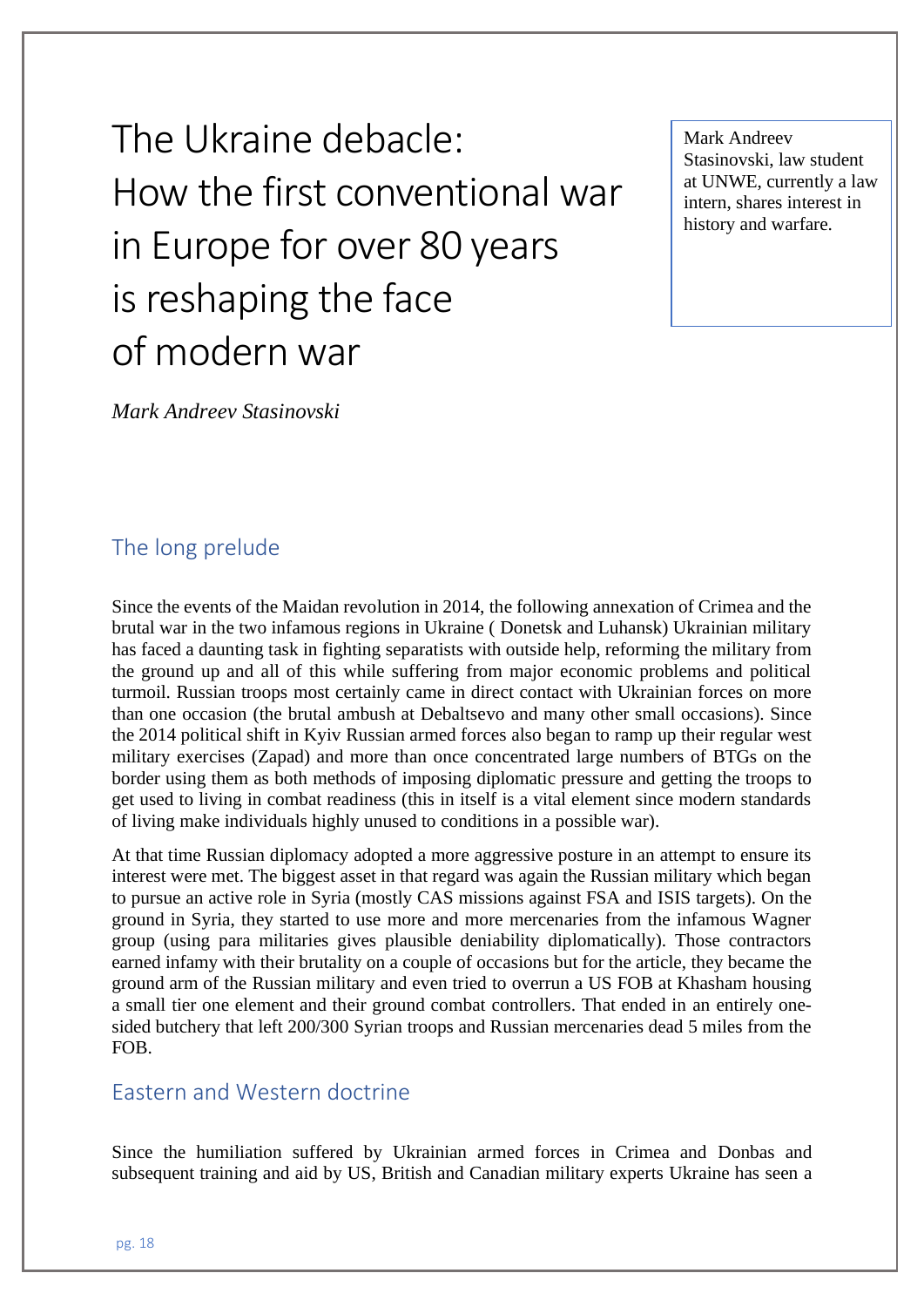# The Ukraine debacle: How the first conventional war in Europe for over 80 years is reshaping the face of modern war

Mark Andreev Stasinovski, law student at UNWE, currently a law intern, shares interest in history and warfare.

*Mark Andreev Stasinovski*

## The long prelude

Since the events of the Maidan revolution in 2014, the following annexation of Crimea and the brutal war in the two infamous regions in Ukraine ( Donetsk and Luhansk) Ukrainian military has faced a daunting task in fighting separatists with outside help, reforming the military from the ground up and all of this while suffering from major economic problems and political turmoil. Russian troops most certainly came in direct contact with Ukrainian forces on more than one occasion (the brutal ambush at Debaltsevo and many other small occasions). Since the 2014 political shift in Kyiv Russian armed forces also began to ramp up their regular west military exercises (Zapad) and more than once concentrated large numbers of BTGs on the border using them as both methods of imposing diplomatic pressure and getting the troops to get used to living in combat readiness (this in itself is a vital element since modern standards of living make individuals highly unused to conditions in a possible war).

At that time Russian diplomacy adopted a more aggressive posture in an attempt to ensure its interest were met. The biggest asset in that regard was again the Russian military which began to pursue an active role in Syria (mostly CAS missions against FSA and ISIS targets). On the ground in Syria, they started to use more and more mercenaries from the infamous Wagner group (using para militaries gives plausible deniability diplomatically). Those contractors earned infamy with their brutality on a couple of occasions but for the article, they became the ground arm of the Russian military and even tried to overrun a US FOB at Khasham housing a small tier one element and their ground combat controllers. That ended in an entirely one-sided butchery that left 200/300 Syrian troops and Russian mercenaries dead 5 miles from the FOB.

## Eastern and Western doctrine

Since the humiliation suffered by Ukrainian armed forces in Crimea and Donbas and subsequent training and aid by US, British and Canadian military experts Ukraine has seen a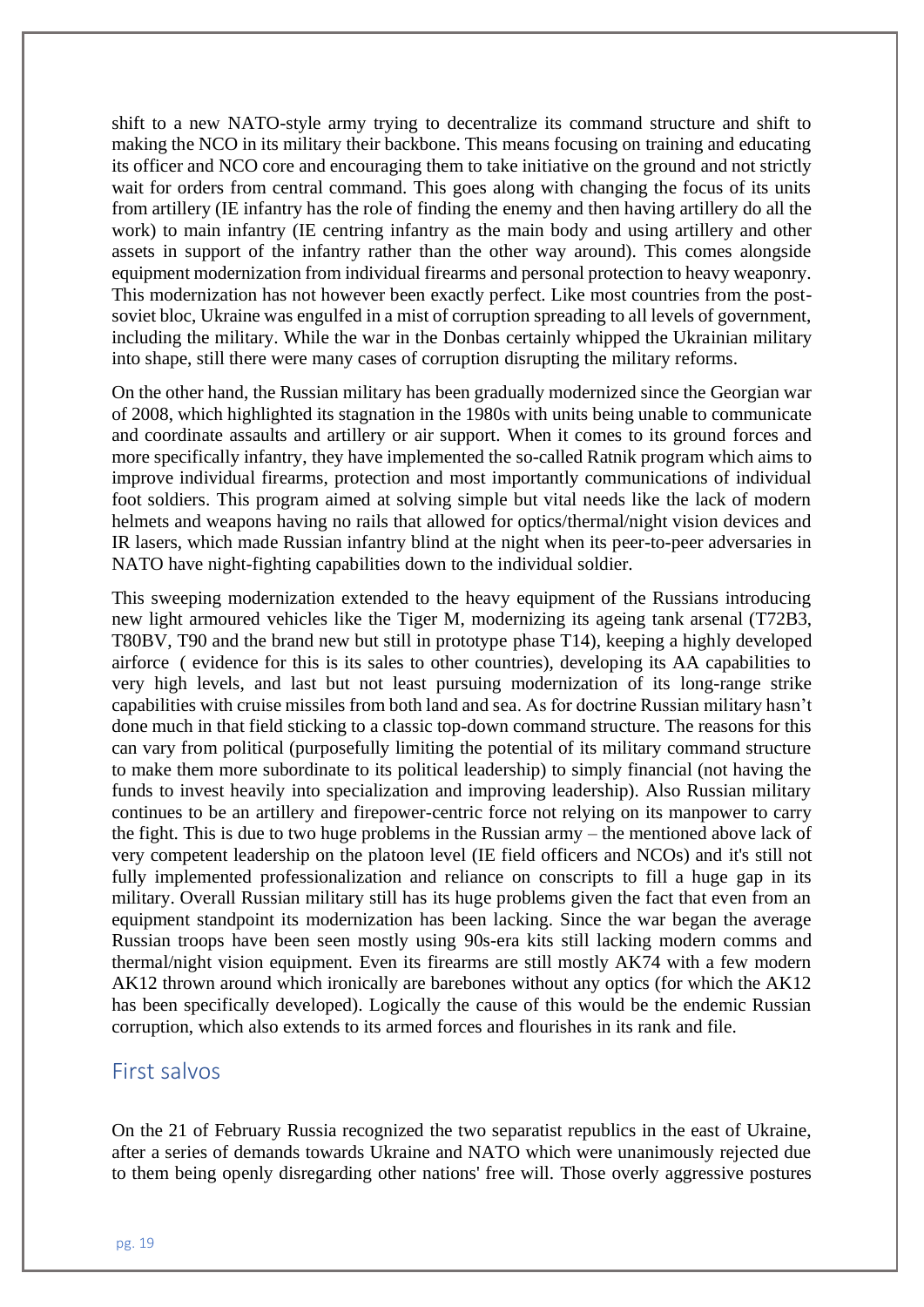shift to a new NATO-style army trying to decentralize its command structure and shift to making the NCO in its military their backbone. This means focusing on training and educating its officer and NCO core and encouraging them to take initiative on the ground and not strictly wait for orders from central command. This goes along with changing the focus of its units from artillery (IE infantry has the role of finding the enemy and then having artillery do all the work) to main infantry (IE centring infantry as the main body and using artillery and other assets in support of the infantry rather than the other way around). This comes alongside equipment modernization from individual firearms and personal protection to heavy weaponry. This modernization has not however been exactly perfect. Like most countries from the post-soviet bloc, Ukraine was engulfed in a mist of corruption spreading to all levels of government, including the military. While the war in the Donbas certainly whipped the Ukrainian military into shape, still there were many cases of corruption disrupting the military reforms.

On the other hand, the Russian military has been gradually modernized since the Georgian war of 2008, which highlighted its stagnation in the 1980s with units being unable to communicate and coordinate assaults and artillery or air support. When it comes to its ground forces and more specifically infantry, they have implemented the so-called Ratnik program which aims to improve individual firearms, protection and most importantly communications of individual foot soldiers. This program aimed at solving simple but vital needs like the lack of modern helmets and weapons having no rails that allowed for optics/thermal/night vision devices and IR lasers, which made Russian infantry blind at the night when its peer-to-peer adversaries in NATO have night-fighting capabilities down to the individual soldier.

This sweeping modernization extended to the heavy equipment of the Russians introducing new light armoured vehicles like the Tiger M, modernizing its ageing tank arsenal (T72B3, T80BV, T90 and the brand new but still in prototype phase T14), keeping a highly developed airforce ( evidence for this is its sales to other countries), developing its AA capabilities to very high levels, and last but not least pursuing modernization of its long-range strike capabilities with cruise missiles from both land and sea. As for doctrine Russian military hasn't done much in that field sticking to a classic top-down command structure. The reasons for this can vary from political (purposefully limiting the potential of its military command structure to make them more subordinate to its political leadership) to simply financial (not having the funds to invest heavily into specialization and improving leadership). Also Russian military continues to be an artillery and firepower-centric force not relying on its manpower to carry the fight. This is due to two huge problems in the Russian army – the mentioned above lack of very competent leadership on the platoon level (IE field officers and NCOs) and it's still not fully implemented professionalization and reliance on conscripts to fill a huge gap in its military. Overall Russian military still has its huge problems given the fact that even from an equipment standpoint its modernization has been lacking. Since the war began the average Russian troops have been seen mostly using 90s-era kits still lacking modern comms and thermal/night vision equipment. Even its firearms are still mostly AK74 with a few modern AK12 thrown around which ironically are barebones without any optics (for which the AK12 has been specifically developed). Logically the cause of this would be the endemic Russian corruption, which also extends to its armed forces and flourishes in its rank and file.

## First salvos

On the 21 of February Russia recognized the two separatist republics in the east of Ukraine, after a series of demands towards Ukraine and NATO which were unanimously rejected due to them being openly disregarding other nations' free will. Those overly aggressive postures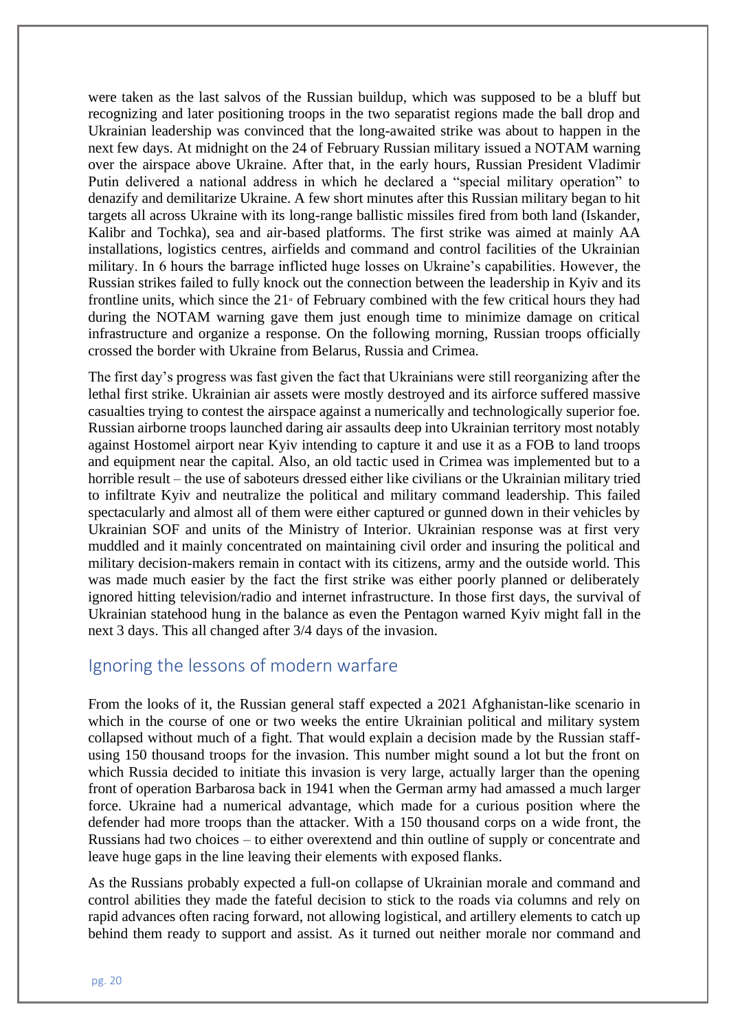were taken as the last salvos of the Russian buildup, which was supposed to be a bluff but recognizing and later positioning troops in the two separatist regions made the ball drop and Ukrainian leadership was convinced that the long-awaited strike was about to happen in the next few days. At midnight on the 24 of February Russian military issued a NOTAM warning over the airspace above Ukraine. After that, in the early hours, Russian President Vladimir Putin delivered a national address in which he declared a "special military operation" to denazify and demilitarize Ukraine. A few short minutes after this Russian military began to hit targets all across Ukraine with its long-range ballistic missiles fired from both land (Iskander, Kalibr and Tochka), sea and air-based platforms. The first strike was aimed at mainly AA installations, logistics centres, airfields and command and control facilities of the Ukrainian military. In 6 hours the barrage inflicted huge losses on Ukraine's capabilities. However, the Russian strikes failed to fully knock out the connection between the leadership in Kyiv and its frontline units, which since the 21st of February combined with the few critical hours they had during the NOTAM warning gave them just enough time to minimize damage on critical infrastructure and organize a response. On the following morning, Russian troops officially crossed the border with Ukraine from Belarus, Russia and Crimea.

The first day's progress was fast given the fact that Ukrainians were still reorganizing after the lethal first strike. Ukrainian air assets were mostly destroyed and its airforce suffered massive casualties trying to contest the airspace against a numerically and technologically superior foe. Russian airborne troops launched daring air assaults deep into Ukrainian territory most notably against Hostomel airport near Kyiv intending to capture it and use it as a FOB to land troops and equipment near the capital. Also, an old tactic used in Crimea was implemented but to a horrible result – the use of saboteurs dressed either like civilians or the Ukrainian military tried to infiltrate Kyiv and neutralize the political and military command leadership. This failed spectacularly and almost all of them were either captured or gunned down in their vehicles by Ukrainian SOF and units of the Ministry of Interior. Ukrainian response was at first very muddled and it mainly concentrated on maintaining civil order and insuring the political and military decision-makers remain in contact with its citizens, army and the outside world. This was made much easier by the fact the first strike was either poorly planned or deliberately ignored hitting television/radio and internet infrastructure. In those first days, the survival of Ukrainian statehood hung in the balance as even the Pentagon warned Kyiv might fall in the next 3 days. This all changed after 3/4 days of the invasion.

## Ignoring the lessons of modern warfare

From the looks of it, the Russian general staff expected a 2021 Afghanistan-like scenario in which in the course of one or two weeks the entire Ukrainian political and military system collapsed without much of a fight. That would explain a decision made by the Russian staff-using 150 thousand troops for the invasion. This number might sound a lot but the front on which Russia decided to initiate this invasion is very large, actually larger than the opening front of operation Barbarosa back in 1941 when the German army had amassed a much larger force. Ukraine had a numerical advantage, which made for a curious position where the defender had more troops than the attacker. With a 150 thousand corps on a wide front, the Russians had two choices – to either overextend and thin outline of supply or concentrate and leave huge gaps in the line leaving their elements with exposed flanks.

As the Russians probably expected a full-on collapse of Ukrainian morale and command and control abilities they made the fateful decision to stick to the roads via columns and rely on rapid advances often racing forward, not allowing logistical, and artillery elements to catch up behind them ready to support and assist. As it turned out neither morale nor command and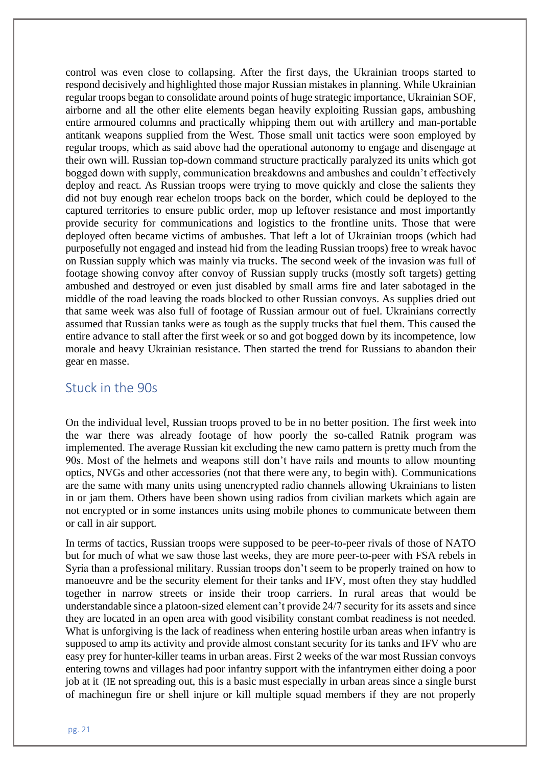control was even close to collapsing. After the first days, the Ukrainian troops started to respond decisively and highlighted those major Russian mistakes in planning. While Ukrainian regular troops began to consolidate around points of huge strategic importance, Ukrainian SOF, airborne and all the other elite elements began heavily exploiting Russian gaps, ambushing entire armoured columns and practically whipping them out with artillery and man-portable antitank weapons supplied from the West. Those small unit tactics were soon employed by regular troops, which as said above had the operational autonomy to engage and disengage at their own will. Russian top-down command structure practically paralyzed its units which got bogged down with supply, communication breakdowns and ambushes and couldn't effectively deploy and react. As Russian troops were trying to move quickly and close the salients they did not buy enough rear echelon troops back on the border, which could be deployed to the captured territories to ensure public order, mop up leftover resistance and most importantly provide security for communications and logistics to the frontline units. Those that were deployed often became victims of ambushes. That left a lot of Ukrainian troops (which had purposefully not engaged and instead hid from the leading Russian troops) free to wreak havoc on Russian supply which was mainly via trucks. The second week of the invasion was full of footage showing convoy after convoy of Russian supply trucks (mostly soft targets) getting ambushed and destroyed or even just disabled by small arms fire and later sabotaged in the middle of the road leaving the roads blocked to other Russian convoys. As supplies dried out that same week was also full of footage of Russian armour out of fuel. Ukrainians correctly assumed that Russian tanks were as tough as the supply trucks that fuel them. This caused the entire advance to stall after the first week or so and got bogged down by its incompetence, low morale and heavy Ukrainian resistance. Then started the trend for Russians to abandon their gear en masse.

## Stuck in the 90s

On the individual level, Russian troops proved to be in no better position. The first week into the war there was already footage of how poorly the so-called Ratnik program was implemented. The average Russian kit excluding the new camo pattern is pretty much from the 90s. Most of the helmets and weapons still don't have rails and mounts to allow mounting optics, NVGs and other accessories (not that there were any, to begin with). Communications are the same with many units using unencrypted radio channels allowing Ukrainians to listen in or jam them. Others have been shown using radios from civilian markets which again are not encrypted or in some instances units using mobile phones to communicate between them or call in air support.

In terms of tactics, Russian troops were supposed to be peer-to-peer rivals of those of NATO but for much of what we saw those last weeks, they are more peer-to-peer with FSA rebels in Syria than a professional military. Russian troops don't seem to be properly trained on how to manoeuvre and be the security element for their tanks and IFV, most often they stay huddled together in narrow streets or inside their troop carriers. In rural areas that would be understandable since a platoon-sized element can't provide 24/7 security for its assets and since they are located in an open area with good visibility constant combat readiness is not needed. What is unforgiving is the lack of readiness when entering hostile urban areas when infantry is supposed to amp its activity and provide almost constant security for its tanks and IFV who are easy prey for hunter-killer teams in urban areas. First 2 weeks of the war most Russian convoys entering towns and villages had poor infantry support with the infantrymen either doing a poor job at it (IE not spreading out, this is a basic must especially in urban areas since a single burst of machinegun fire or shell injure or kill multiple squad members if they are not properly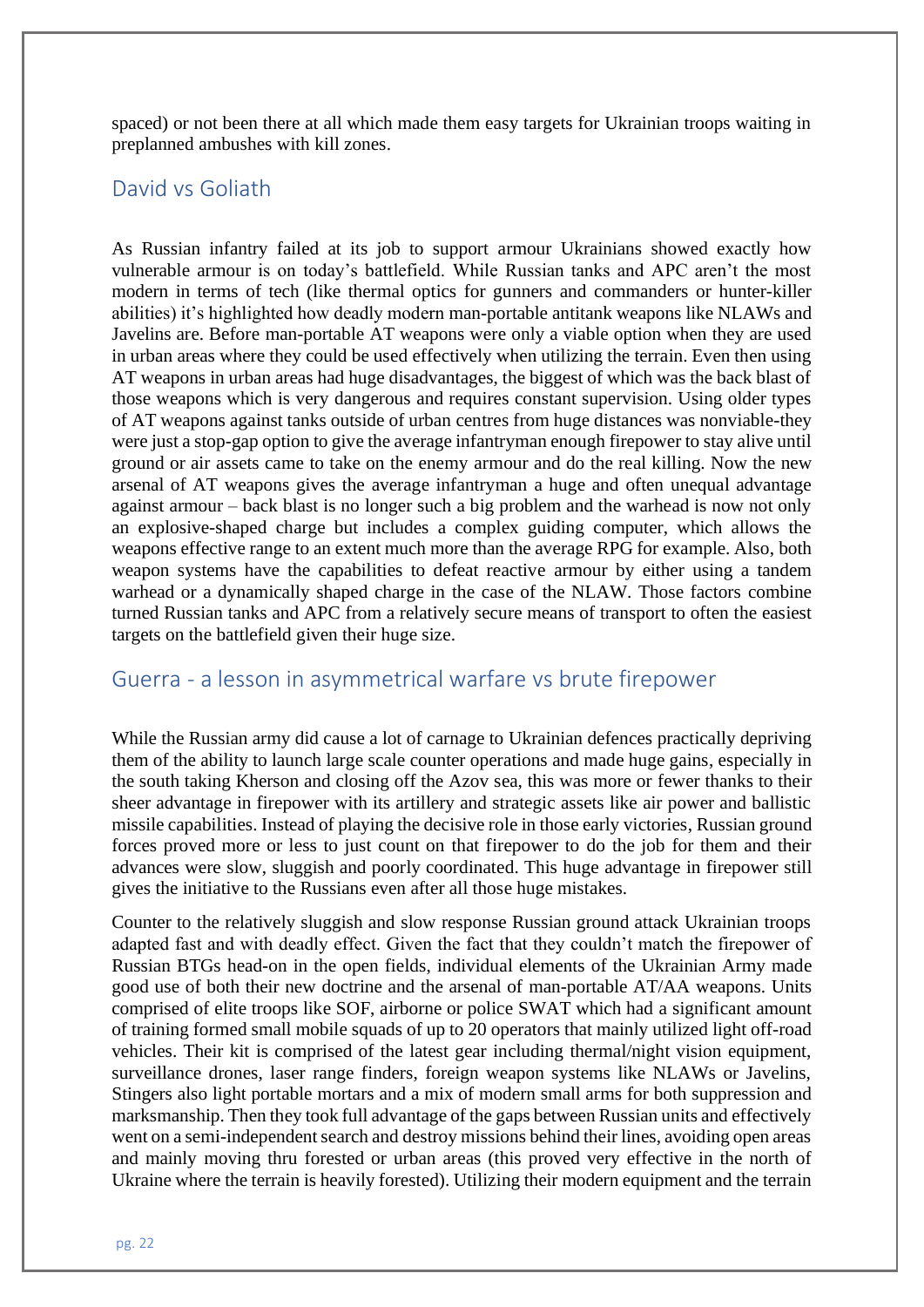spaced) or not been there at all which made them easy targets for Ukrainian troops waiting in preplanned ambushes with kill zones.

## David vs Goliath

As Russian infantry failed at its job to support armour Ukrainians showed exactly how vulnerable armour is on today's battlefield. While Russian tanks and APC aren't the most modern in terms of tech (like thermal optics for gunners and commanders or hunter-killer abilities) it's highlighted how deadly modern man-portable antitank weapons like NLAWs and Javelins are. Before man-portable AT weapons were only a viable option when they are used in urban areas where they could be used effectively when utilizing the terrain. Even then using AT weapons in urban areas had huge disadvantages, the biggest of which was the back blast of those weapons which is very dangerous and requires constant supervision. Using older types of AT weapons against tanks outside of urban centres from huge distances was nonviable-they were just a stop-gap option to give the average infantryman enough firepower to stay alive until ground or air assets came to take on the enemy armour and do the real killing. Now the new arsenal of AT weapons gives the average infantryman a huge and often unequal advantage against armour – back blast is no longer such a big problem and the warhead is now not only an explosive-shaped charge but includes a complex guiding computer, which allows the weapons effective range to an extent much more than the average RPG for example. Also, both weapon systems have the capabilities to defeat reactive armour by either using a tandem warhead or a dynamically shaped charge in the case of the NLAW. Those factors combine turned Russian tanks and APC from a relatively secure means of transport to often the easiest targets on the battlefield given their huge size.

## Guerra - a lesson in asymmetrical warfare vs brute firepower

While the Russian army did cause a lot of carnage to Ukrainian defences practically depriving them of the ability to launch large scale counter operations and made huge gains, especially in the south taking Kherson and closing off the Azov sea, this was more or fewer thanks to their sheer advantage in firepower with its artillery and strategic assets like air power and ballistic missile capabilities. Instead of playing the decisive role in those early victories, Russian ground forces proved more or less to just count on that firepower to do the job for them and their advances were slow, sluggish and poorly coordinated. This huge advantage in firepower still gives the initiative to the Russians even after all those huge mistakes.

Counter to the relatively sluggish and slow response Russian ground attack Ukrainian troops adapted fast and with deadly effect. Given the fact that they couldn't match the firepower of Russian BTGs head-on in the open fields, individual elements of the Ukrainian Army made good use of both their new doctrine and the arsenal of man-portable AT/AA weapons. Units comprised of elite troops like SOF, airborne or police SWAT which had a significant amount of training formed small mobile squads of up to 20 operators that mainly utilized light off-road vehicles. Their kit is comprised of the latest gear including thermal/night vision equipment, surveillance drones, laser range finders, foreign weapon systems like NLAWs or Javelins, Stingers also light portable mortars and a mix of modern small arms for both suppression and marksmanship. Then they took full advantage of the gaps between Russian units and effectively went on a semi-independent search and destroy missions behind their lines, avoiding open areas and mainly moving thru forested or urban areas (this proved very effective in the north of Ukraine where the terrain is heavily forested). Utilizing their modern equipment and the terrain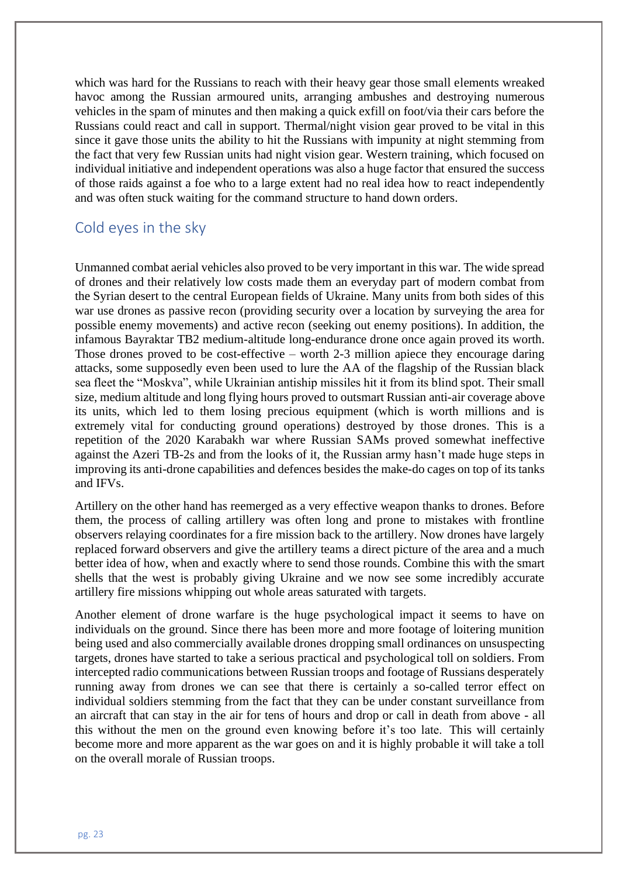which was hard for the Russians to reach with their heavy gear those small elements wreaked havoc among the Russian armoured units, arranging ambushes and destroying numerous vehicles in the spam of minutes and then making a quick exfill on foot/via their cars before the Russians could react and call in support. Thermal/night vision gear proved to be vital in this since it gave those units the ability to hit the Russians with impunity at night stemming from the fact that very few Russian units had night vision gear. Western training, which focused on individual initiative and independent operations was also a huge factor that ensured the success of those raids against a foe who to a large extent had no real idea how to react independently and was often stuck waiting for the command structure to hand down orders.

## Cold eyes in the sky

Unmanned combat aerial vehicles also proved to be very important in this war. The wide spread of drones and their relatively low costs made them an everyday part of modern combat from the Syrian desert to the central European fields of Ukraine. Many units from both sides of this war use drones as passive recon (providing security over a location by surveying the area for possible enemy movements) and active recon (seeking out enemy positions). In addition, the infamous Bayraktar TB2 medium-altitude long-endurance drone once again proved its worth. Those drones proved to be cost-effective – worth 2-3 million apiece they encourage daring attacks, some supposedly even been used to lure the AA of the flagship of the Russian black sea fleet the "Moskva", while Ukrainian antiship missiles hit it from its blind spot. Their small size, medium altitude and long flying hours proved to outsmart Russian anti-air coverage above its units, which led to them losing precious equipment (which is worth millions and is extremely vital for conducting ground operations) destroyed by those drones. This is a repetition of the 2020 Karabakh war where Russian SAMs proved somewhat ineffective against the Azeri TB-2s and from the looks of it, the Russian army hasn't made huge steps in improving its anti-drone capabilities and defences besides the make-do cages on top of its tanks and IFVs.

Artillery on the other hand has reemerged as a very effective weapon thanks to drones. Before them, the process of calling artillery was often long and prone to mistakes with frontline observers relaying coordinates for a fire mission back to the artillery. Now drones have largely replaced forward observers and give the artillery teams a direct picture of the area and a much better idea of how, when and exactly where to send those rounds. Combine this with the smart shells that the west is probably giving Ukraine and we now see some incredibly accurate artillery fire missions whipping out whole areas saturated with targets.

Another element of drone warfare is the huge psychological impact it seems to have on individuals on the ground. Since there has been more and more footage of loitering munition being used and also commercially available drones dropping small ordinances on unsuspecting targets, drones have started to take a serious practical and psychological toll on soldiers. From intercepted radio communications between Russian troops and footage of Russians desperately running away from drones we can see that there is certainly a so-called terror effect on individual soldiers stemming from the fact that they can be under constant surveillance from an aircraft that can stay in the air for tens of hours and drop or call in death from above - all this without the men on the ground even knowing before it's too late. This will certainly become more and more apparent as the war goes on and it is highly probable it will take a toll on the overall morale of Russian troops.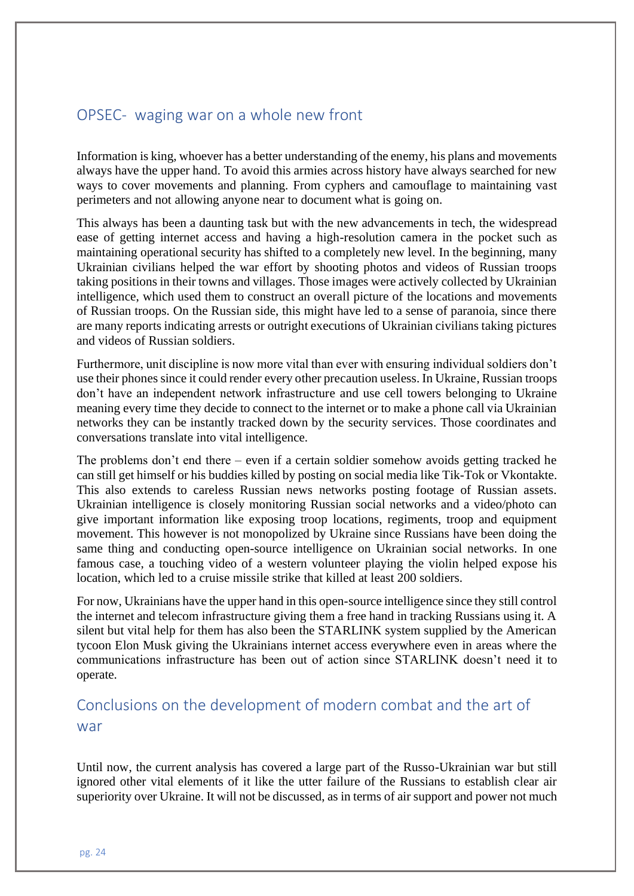## OPSEC- waging war on a whole new front

Information is king, whoever has a better understanding of the enemy, his plans and movements always have the upper hand. To avoid this armies across history have always searched for new ways to cover movements and planning. From cyphers and camouflage to maintaining vast perimeters and not allowing anyone near to document what is going on.

This always has been a daunting task but with the new advancements in tech, the widespread ease of getting internet access and having a high-resolution camera in the pocket such as maintaining operational security has shifted to a completely new level. In the beginning, many Ukrainian civilians helped the war effort by shooting photos and videos of Russian troops taking positions in their towns and villages. Those images were actively collected by Ukrainian intelligence, which used them to construct an overall picture of the locations and movements of Russian troops. On the Russian side, this might have led to a sense of paranoia, since there are many reports indicating arrests or outright executions of Ukrainian civilians taking pictures and videos of Russian soldiers.

Furthermore, unit discipline is now more vital than ever with ensuring individual soldiers don't use their phones since it could render every other precaution useless. In Ukraine, Russian troops don't have an independent network infrastructure and use cell towers belonging to Ukraine meaning every time they decide to connect to the internet or to make a phone call via Ukrainian networks they can be instantly tracked down by the security services. Those coordinates and conversations translate into vital intelligence.

The problems don't end there – even if a certain soldier somehow avoids getting tracked he can still get himself or his buddies killed by posting on social media like Tik-Tok or Vkontakte. This also extends to careless Russian news networks posting footage of Russian assets. Ukrainian intelligence is closely monitoring Russian social networks and a video/photo can give important information like exposing troop locations, regiments, troop and equipment movement. This however is not monopolized by Ukraine since Russians have been doing the same thing and conducting open-source intelligence on Ukrainian social networks. In one famous case, a touching video of a western volunteer playing the violin helped expose his location, which led to a cruise missile strike that killed at least 200 soldiers.

For now, Ukrainians have the upper hand in this open-source intelligence since they still control the internet and telecom infrastructure giving them a free hand in tracking Russians using it. A silent but vital help for them has also been the STARLINK system supplied by the American tycoon Elon Musk giving the Ukrainians internet access everywhere even in areas where the communications infrastructure has been out of action since STARLINK doesn't need it to operate.

## Conclusions on the development of modern combat and the art of war

Until now, the current analysis has covered a large part of the Russo-Ukrainian war but still ignored other vital elements of it like the utter failure of the Russians to establish clear air superiority over Ukraine. It will not be discussed, as in terms of air support and power not much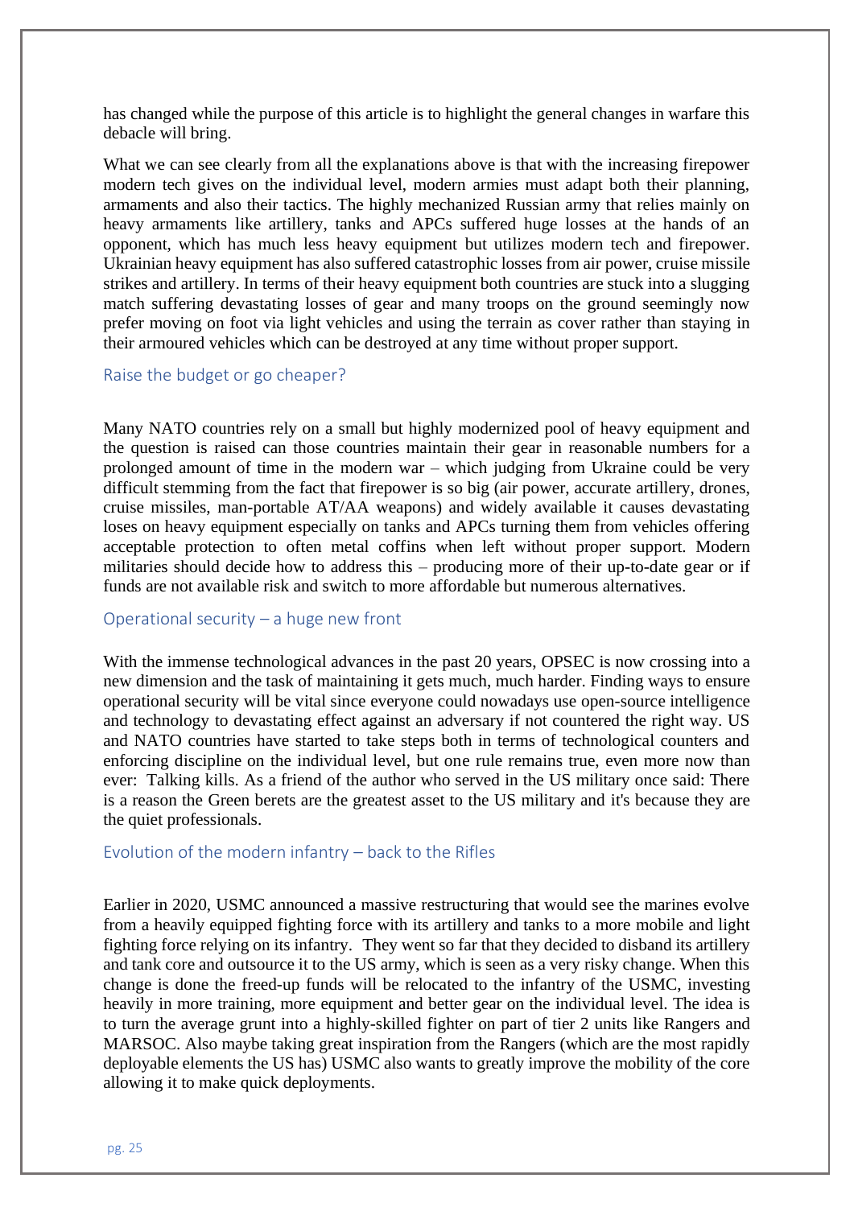has changed while the purpose of this article is to highlight the general changes in warfare this debacle will bring.

What we can see clearly from all the explanations above is that with the increasing firepower modern tech gives on the individual level, modern armies must adapt both their planning, armaments and also their tactics. The highly mechanized Russian army that relies mainly on heavy armaments like artillery, tanks and APCs suffered huge losses at the hands of an opponent, which has much less heavy equipment but utilizes modern tech and firepower. Ukrainian heavy equipment has also suffered catastrophic losses from air power, cruise missile strikes and artillery. In terms of their heavy equipment both countries are stuck into a slugging match suffering devastating losses of gear and many troops on the ground seemingly now prefer moving on foot via light vehicles and using the terrain as cover rather than staying in their armoured vehicles which can be destroyed at any time without proper support.

## Raise the budget or go cheaper?

Many NATO countries rely on a small but highly modernized pool of heavy equipment and the question is raised can those countries maintain their gear in reasonable numbers for a prolonged amount of time in the modern war – which judging from Ukraine could be very difficult stemming from the fact that firepower is so big (air power, accurate artillery, drones, cruise missiles, man-portable AT/AA weapons) and widely available it causes devastating loses on heavy equipment especially on tanks and APCs turning them from vehicles offering acceptable protection to often metal coffins when left without proper support. Modern militaries should decide how to address this – producing more of their up-to-date gear or if funds are not available risk and switch to more affordable but numerous alternatives.

## Operational security – a huge new front

With the immense technological advances in the past 20 years, OPSEC is now crossing into a new dimension and the task of maintaining it gets much, much harder. Finding ways to ensure operational security will be vital since everyone could nowadays use open-source intelligence and technology to devastating effect against an adversary if not countered the right way. US and NATO countries have started to take steps both in terms of technological counters and enforcing discipline on the individual level, but one rule remains true, even more now than ever: Talking kills. As a friend of the author who served in the US military once said: There is a reason the Green berets are the greatest asset to the US military and it's because they are the quiet professionals.

## Evolution of the modern infantry – back to the Rifles

Earlier in 2020, USMC announced a massive restructuring that would see the marines evolve from a heavily equipped fighting force with its artillery and tanks to a more mobile and light fighting force relying on its infantry. They went so far that they decided to disband its artillery and tank core and outsource it to the US army, which is seen as a very risky change. When this change is done the freed-up funds will be relocated to the infantry of the USMC, investing heavily in more training, more equipment and better gear on the individual level. The idea is to turn the average grunt into a highly-skilled fighter on part of tier 2 units like Rangers and MARSOC. Also maybe taking great inspiration from the Rangers (which are the most rapidly deployable elements the US has) USMC also wants to greatly improve the mobility of the core allowing it to make quick deployments.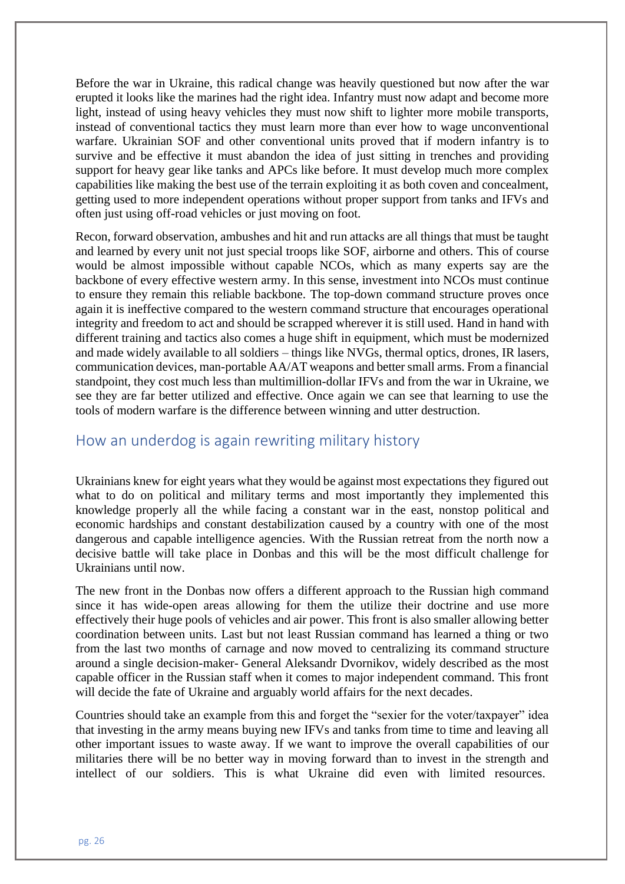Before the war in Ukraine, this radical change was heavily questioned but now after the war erupted it looks like the marines had the right idea. Infantry must now adapt and become more light, instead of using heavy vehicles they must now shift to lighter more mobile transports, instead of conventional tactics they must learn more than ever how to wage unconventional warfare. Ukrainian SOF and other conventional units proved that if modern infantry is to survive and be effective it must abandon the idea of just sitting in trenches and providing support for heavy gear like tanks and APCs like before. It must develop much more complex capabilities like making the best use of the terrain exploiting it as both coven and concealment, getting used to more independent operations without proper support from tanks and IFVs and often just using off-road vehicles or just moving on foot.

Recon, forward observation, ambushes and hit and run attacks are all things that must be taught and learned by every unit not just special troops like SOF, airborne and others. This of course would be almost impossible without capable NCOs, which as many experts say are the backbone of every effective western army. In this sense, investment into NCOs must continue to ensure they remain this reliable backbone. The top-down command structure proves once again it is ineffective compared to the western command structure that encourages operational integrity and freedom to act and should be scrapped wherever it is still used. Hand in hand with different training and tactics also comes a huge shift in equipment, which must be modernized and made widely available to all soldiers – things like NVGs, thermal optics, drones, IR lasers, communication devices, man-portable AA/AT weapons and better small arms. From a financial standpoint, they cost much less than multimillion-dollar IFVs and from the war in Ukraine, we see they are far better utilized and effective. Once again we can see that learning to use the tools of modern warfare is the difference between winning and utter destruction.

## How an underdog is again rewriting military history

Ukrainians knew for eight years what they would be against most expectations they figured out what to do on political and military terms and most importantly they implemented this knowledge properly all the while facing a constant war in the east, nonstop political and economic hardships and constant destabilization caused by a country with one of the most dangerous and capable intelligence agencies. With the Russian retreat from the north now a decisive battle will take place in Donbas and this will be the most difficult challenge for Ukrainians until now.

The new front in the Donbas now offers a different approach to the Russian high command since it has wide-open areas allowing for them the utilize their doctrine and use more effectively their huge pools of vehicles and air power. This front is also smaller allowing better coordination between units. Last but not least Russian command has learned a thing or two from the last two months of carnage and now moved to centralizing its command structure around a single decision-maker- General Aleksandr Dvornikov, widely described as the most capable officer in the Russian staff when it comes to major independent command. This front will decide the fate of Ukraine and arguably world affairs for the next decades.

Countries should take an example from this and forget the "sexier for the voter/taxpayer" idea that investing in the army means buying new IFVs and tanks from time to time and leaving all other important issues to waste away. If we want to improve the overall capabilities of our militaries there will be no better way in moving forward than to invest in the strength and intellect of our soldiers. This is what Ukraine did even with limited resources.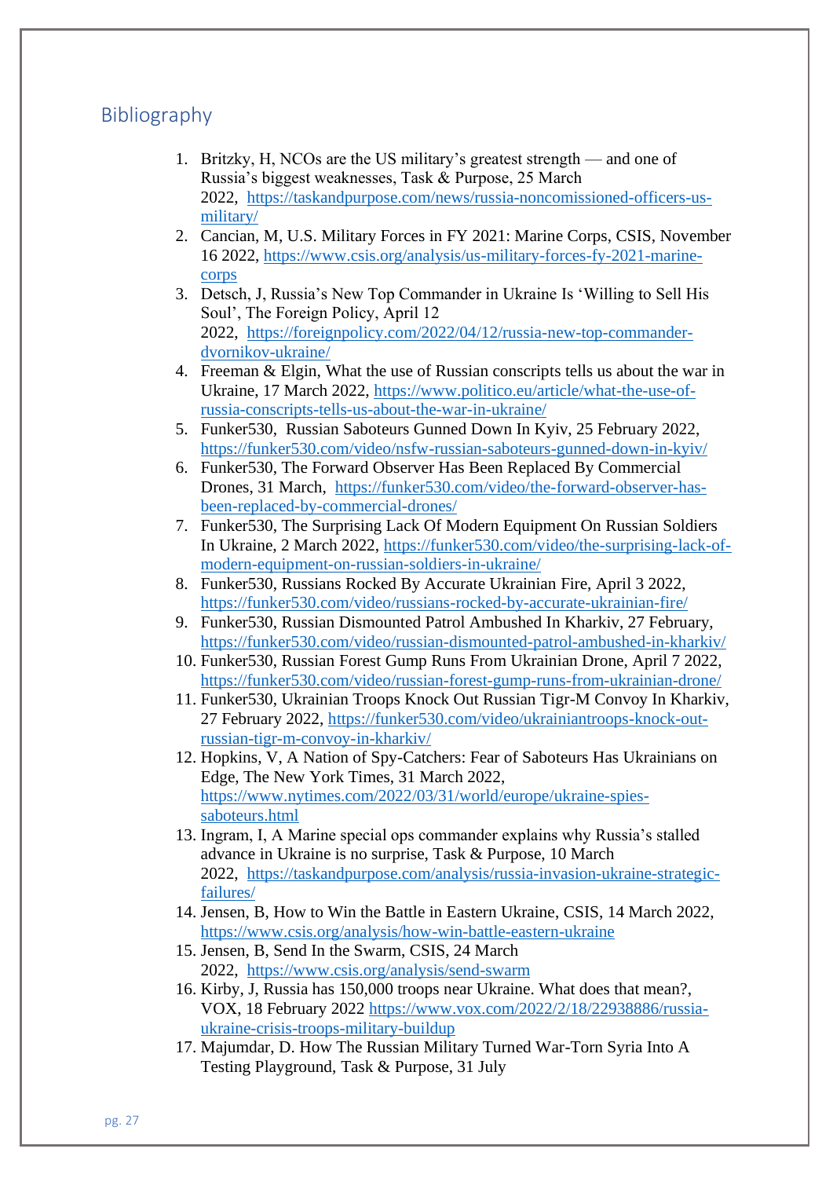## Bibliography

1. Britzky, H, NCOs are the US military's greatest strength — and one of Russia's biggest weaknesses, Task & Purpose, 25 March 2022, https://taskandpurpose.com/news/russia-noncomissioned-officers-us-military/
2. Cancian, M, U.S. Military Forces in FY 2021: Marine Corps, CSIS, November 16 2022, https://www.csis.org/analysis/us-military-forces-fy-2021-marine-corps
3. Detsch, J, Russia's New Top Commander in Ukraine Is 'Willing to Sell His Soul', The Foreign Policy, April 12 2022, https://foreignpolicy.com/2022/04/12/russia-new-top-commander-dvornikov-ukraine/
4. Freeman & Elgin, What the use of Russian conscripts tells us about the war in Ukraine, 17 March 2022, https://www.politico.eu/article/what-the-use-of-russia-conscripts-tells-us-about-the-war-in-ukraine/
5. Funker530, Russian Saboteurs Gunned Down In Kyiv, 25 February 2022, https://funker530.com/video/nsfw-russian-saboteurs-gunned-down-in-kyiv/
6. Funker530, The Forward Observer Has Been Replaced By Commercial Drones, 31 March, https://funker530.com/video/the-forward-observer-has-been-replaced-by-commercial-drones/
7. Funker530, The Surprising Lack Of Modern Equipment On Russian Soldiers In Ukraine, 2 March 2022, https://funker530.com/video/the-surprising-lack-of-modern-equipment-on-russian-soldiers-in-ukraine/
8. Funker530, Russians Rocked By Accurate Ukrainian Fire, April 3 2022, https://funker530.com/video/russians-rocked-by-accurate-ukrainian-fire/
9. Funker530, Russian Dismounted Patrol Ambushed In Kharkiv, 27 February, https://funker530.com/video/russian-dismounted-patrol-ambushed-in-kharkiv/
10. Funker530, Russian Forest Gump Runs From Ukrainian Drone, April 7 2022, https://funker530.com/video/russian-forest-gump-runs-from-ukrainian-drone/
11. Funker530, Ukrainian Troops Knock Out Russian Tigr-M Convoy In Kharkiv, 27 February 2022, https://funker530.com/video/ukrainiantroops-knock-out-russian-tigr-m-convoy-in-kharkiv/
12. Hopkins, V, A Nation of Spy-Catchers: Fear of Saboteurs Has Ukrainians on Edge, The New York Times, 31 March 2022, https://www.nytimes.com/2022/03/31/world/europe/ukraine-spies-saboteurs.html
13. Ingram, I, A Marine special ops commander explains why Russia's stalled advance in Ukraine is no surprise, Task & Purpose, 10 March 2022, https://taskandpurpose.com/analysis/russia-invasion-ukraine-strategic-failures/
14. Jensen, B, How to Win the Battle in Eastern Ukraine, CSIS, 14 March 2022, https://www.csis.org/analysis/how-win-battle-eastern-ukraine
15. Jensen, B, Send In the Swarm, CSIS, 24 March 2022, https://www.csis.org/analysis/send-swarm
16. Kirby, J, Russia has 150,000 troops near Ukraine. What does that mean?, VOX, 18 February 2022 https://www.vox.com/2022/2/18/22938886/russia-ukraine-crisis-troops-military-buildup
17. Majumdar, D. How The Russian Military Turned War-Torn Syria Into A Testing Playground, Task & Purpose, 31 July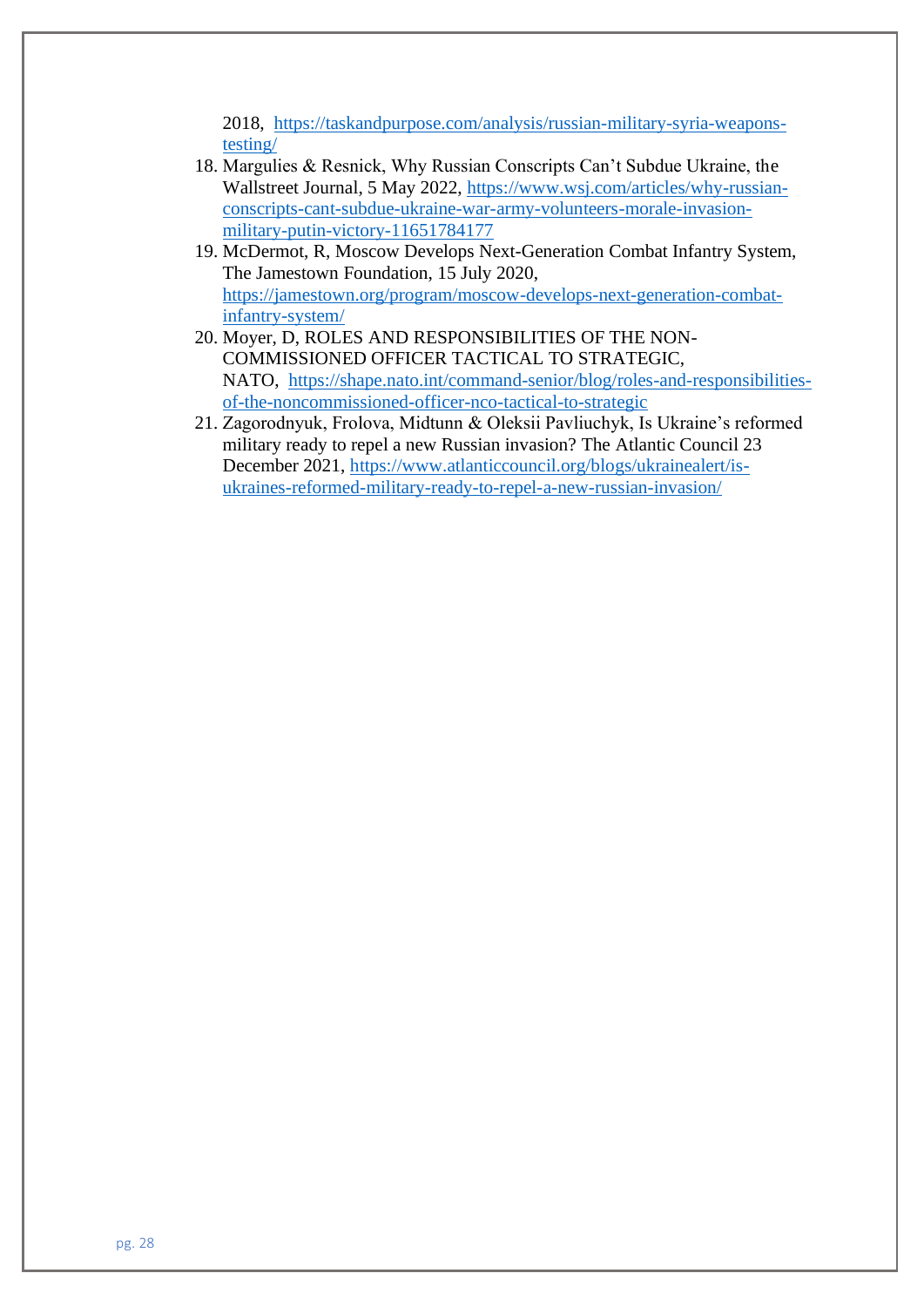2018, https://taskandpurpose.com/analysis/russian-military-syria-weapons-testing/

18. Margulies & Resnick, Why Russian Conscripts Can't Subdue Ukraine, the Wallstreet Journal, 5 May 2022, https://www.wsj.com/articles/why-russian-conscripts-cant-subdue-ukraine-war-army-volunteers-morale-invasion-military-putin-victory-11651784177
19. McDermot, R, Moscow Develops Next-Generation Combat Infantry System, The Jamestown Foundation, 15 July 2020, https://jamestown.org/program/moscow-develops-next-generation-combat-infantry-system/
20. Moyer, D, ROLES AND RESPONSIBILITIES OF THE NON-COMMISSIONED OFFICER TACTICAL TO STRATEGIC, NATO, https://shape.nato.int/command-senior/blog/roles-and-responsibilities-of-the-noncommissioned-officer-nco-tactical-to-strategic
21. Zagorodnyuk, Frolova, Midtunn & Oleksii Pavliuchyk, Is Ukraine's reformed military ready to repel a new Russian invasion? The Atlantic Council 23 December 2021, https://www.atlanticcouncil.org/blogs/ukrainealert/is-ukraines-reformed-military-ready-to-repel-a-new-russian-invasion/